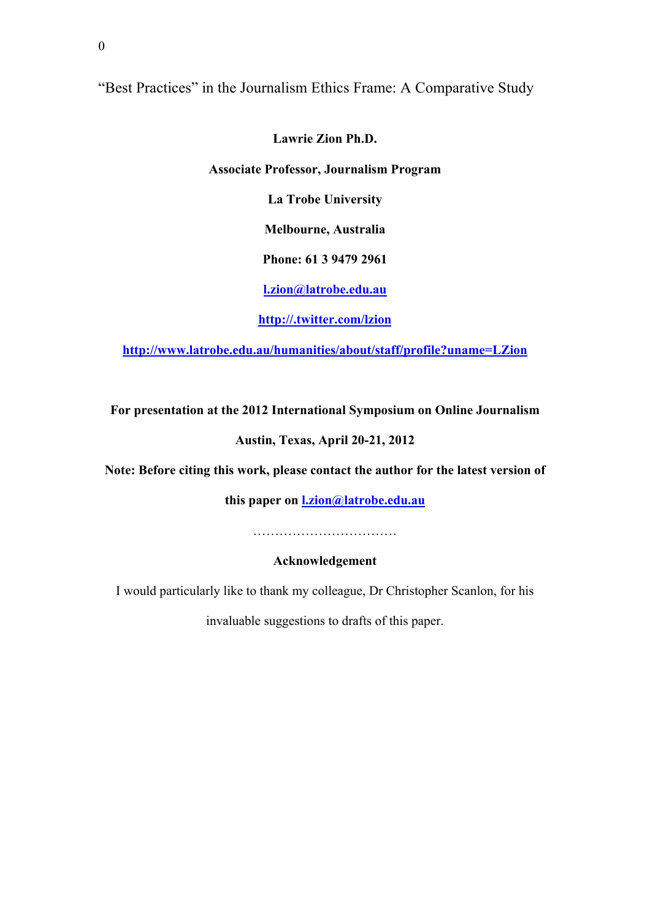# “Best Practices” in the Journalism Ethics Frame: A Comparative Study

**Lawrie Zion Ph.D.**

**Associate Professor, Journalism Program**

**La Trobe University**

**Melbourne, Australia**

**Phone: 61 3 9479 2961**

**l.zion@latrobe.edu.au**

**http://.twitter.com/lzion**

**http://www.latrobe.edu.au/humanities/about/staff/profile?uname=LZion**

**For presentation at the 2012 International Symposium on Online Journalism**

**Austin, Texas, April 20-21, 2012**

**Note: Before citing this work, please contact the author for the latest version of this paper on l.zion@latrobe.edu.au**

……………………………

**Acknowledgement**

I would particularly like to thank my colleague, Dr Christopher Scanlon, for his invaluable suggestions to drafts of this paper.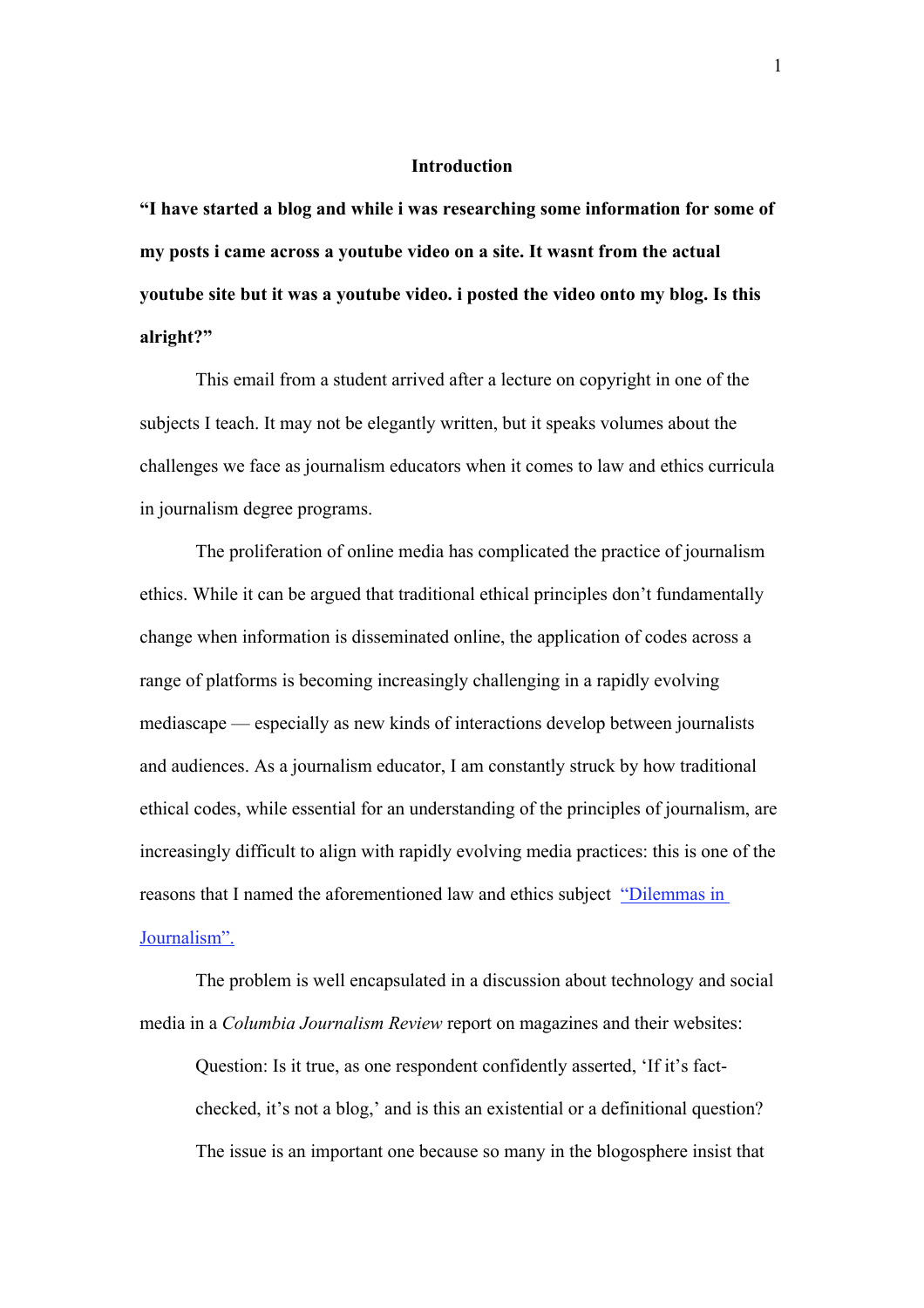## Introduction

**"I have started a blog and while i was researching some information for some of my posts i came across a youtube video on a site. It wasnt from the actual youtube site but it was a youtube video. i posted the video onto my blog. Is this alright?"**

This email from a student arrived after a lecture on copyright in one of the subjects I teach. It may not be elegantly written, but it speaks volumes about the challenges we face as journalism educators when it comes to law and ethics curricula in journalism degree programs.

The proliferation of online media has complicated the practice of journalism ethics. While it can be argued that traditional ethical principles don't fundamentally change when information is disseminated online, the application of codes across a range of platforms is becoming increasingly challenging in a rapidly evolving mediascape — especially as new kinds of interactions develop between journalists and audiences. As a journalism educator, I am constantly struck by how traditional ethical codes, while essential for an understanding of the principles of journalism, are increasingly difficult to align with rapidly evolving media practices: this is one of the reasons that I named the aforementioned law and ethics subject "Dilemmas in Journalism".

The problem is well encapsulated in a discussion about technology and social media in a *Columbia Journalism Review* report on magazines and their websites:

> Question: Is it true, as one respondent confidently asserted, 'If it's fact-checked, it's not a blog,' and is this an existential or a definitional question? The issue is an important one because so many in the blogosphere insist that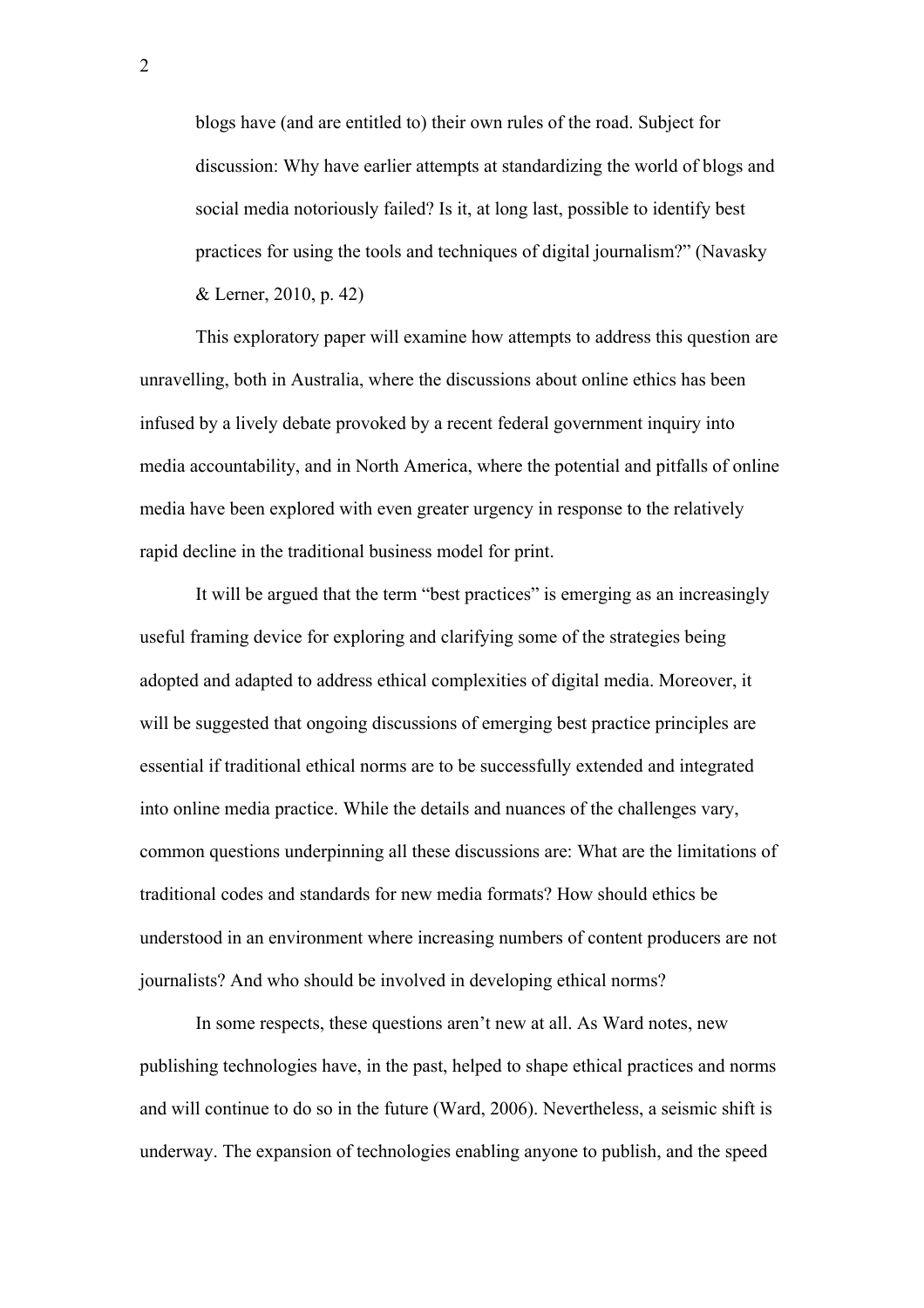blogs have (and are entitled to) their own rules of the road. Subject for discussion: Why have earlier attempts at standardizing the world of blogs and social media notoriously failed? Is it, at long last, possible to identify best practices for using the tools and techniques of digital journalism?" (Navasky & Lerner, 2010, p. 42)

This exploratory paper will examine how attempts to address this question are unravelling, both in Australia, where the discussions about online ethics has been infused by a lively debate provoked by a recent federal government inquiry into media accountability, and in North America, where the potential and pitfalls of online media have been explored with even greater urgency in response to the relatively rapid decline in the traditional business model for print.

It will be argued that the term "best practices" is emerging as an increasingly useful framing device for exploring and clarifying some of the strategies being adopted and adapted to address ethical complexities of digital media. Moreover, it will be suggested that ongoing discussions of emerging best practice principles are essential if traditional ethical norms are to be successfully extended and integrated into online media practice. While the details and nuances of the challenges vary, common questions underpinning all these discussions are: What are the limitations of traditional codes and standards for new media formats? How should ethics be understood in an environment where increasing numbers of content producers are not journalists? And who should be involved in developing ethical norms?

In some respects, these questions aren't new at all. As Ward notes, new publishing technologies have, in the past, helped to shape ethical practices and norms and will continue to do so in the future (Ward, 2006). Nevertheless, a seismic shift is underway. The expansion of technologies enabling anyone to publish, and the speed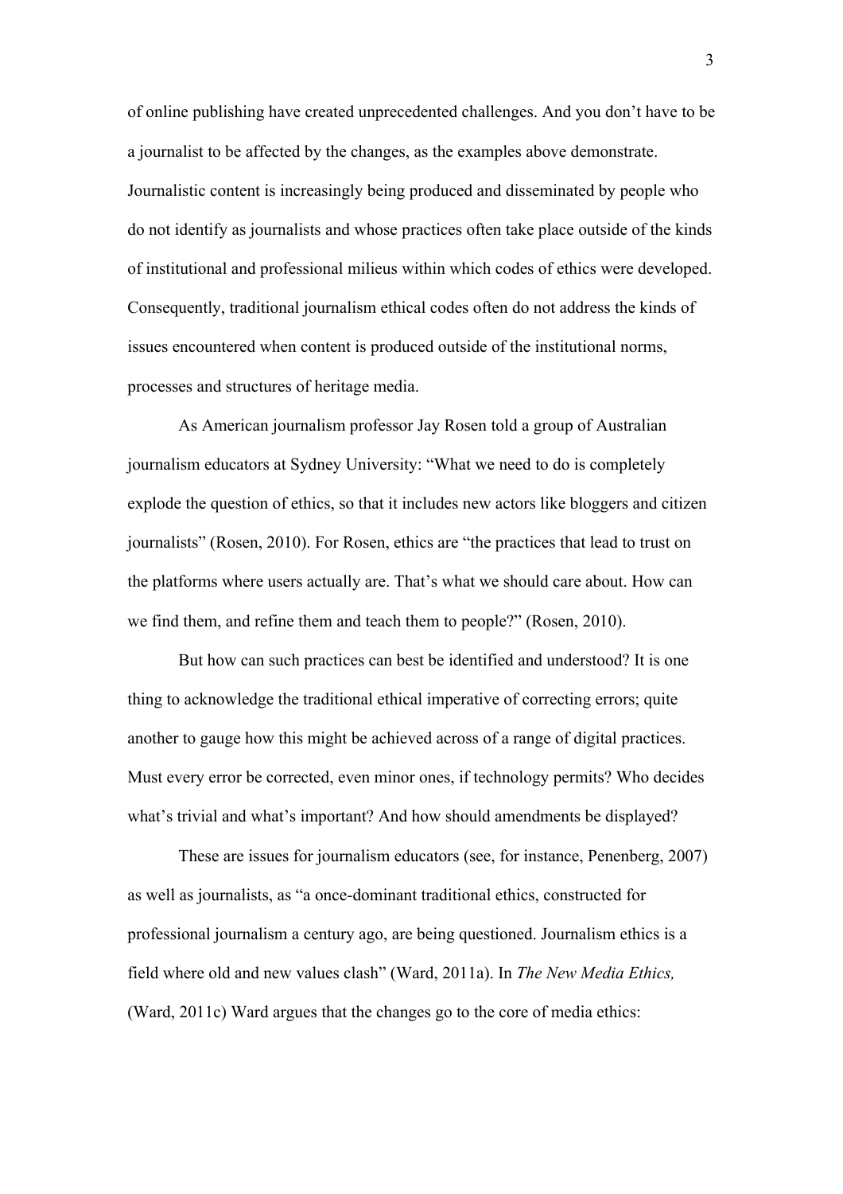of online publishing have created unprecedented challenges. And you don't have to be a journalist to be affected by the changes, as the examples above demonstrate. Journalistic content is increasingly being produced and disseminated by people who do not identify as journalists and whose practices often take place outside of the kinds of institutional and professional milieus within which codes of ethics were developed. Consequently, traditional journalism ethical codes often do not address the kinds of issues encountered when content is produced outside of the institutional norms, processes and structures of heritage media.

As American journalism professor Jay Rosen told a group of Australian journalism educators at Sydney University: "What we need to do is completely explode the question of ethics, so that it includes new actors like bloggers and citizen journalists" (Rosen, 2010). For Rosen, ethics are "the practices that lead to trust on the platforms where users actually are. That's what we should care about. How can we find them, and refine them and teach them to people?" (Rosen, 2010).

But how can such practices can best be identified and understood? It is one thing to acknowledge the traditional ethical imperative of correcting errors; quite another to gauge how this might be achieved across of a range of digital practices. Must every error be corrected, even minor ones, if technology permits? Who decides what's trivial and what's important? And how should amendments be displayed?

These are issues for journalism educators (see, for instance, Penenberg, 2007) as well as journalists, as "a once-dominant traditional ethics, constructed for professional journalism a century ago, are being questioned. Journalism ethics is a field where old and new values clash" (Ward, 2011a). In *The New Media Ethics,* (Ward, 2011c) Ward argues that the changes go to the core of media ethics: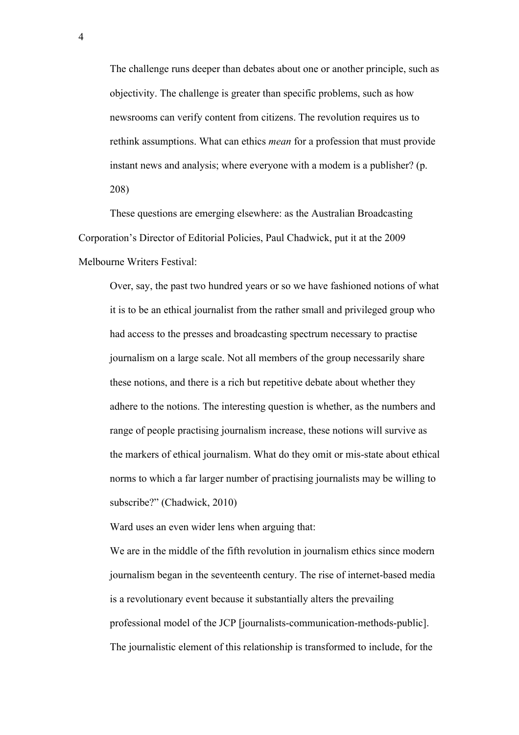> The challenge runs deeper than debates about one or another principle, such as objectivity. The challenge is greater than specific problems, such as how newsrooms can verify content from citizens. The revolution requires us to rethink assumptions. What can ethics *mean* for a profession that must provide instant news and analysis; where everyone with a modem is a publisher? (p. 208)

These questions are emerging elsewhere: as the Australian Broadcasting Corporation's Director of Editorial Policies, Paul Chadwick, put it at the 2009 Melbourne Writers Festival:

> Over, say, the past two hundred years or so we have fashioned notions of what it is to be an ethical journalist from the rather small and privileged group who had access to the presses and broadcasting spectrum necessary to practise journalism on a large scale. Not all members of the group necessarily share these notions, and there is a rich but repetitive debate about whether they adhere to the notions. The interesting question is whether, as the numbers and range of people practising journalism increase, these notions will survive as the markers of ethical journalism. What do they omit or mis-state about ethical norms to which a far larger number of practising journalists may be willing to subscribe?" (Chadwick, 2010)

Ward uses an even wider lens when arguing that:

> We are in the middle of the fifth revolution in journalism ethics since modern journalism began in the seventeenth century. The rise of internet-based media is a revolutionary event because it substantially alters the prevailing professional model of the JCP [journalists-communication-methods-public]. The journalistic element of this relationship is transformed to include, for the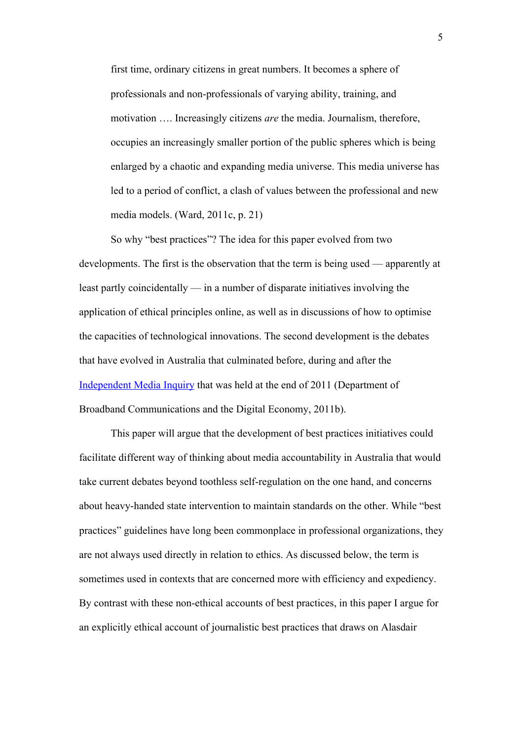> first time, ordinary citizens in great numbers. It becomes a sphere of professionals and non-professionals of varying ability, training, and motivation …. Increasingly citizens *are* the media. Journalism, therefore, occupies an increasingly smaller portion of the public spheres which is being enlarged by a chaotic and expanding media universe. This media universe has led to a period of conflict, a clash of values between the professional and new media models. (Ward, 2011c, p. 21)

So why "best practices"? The idea for this paper evolved from two developments. The first is the observation that the term is being used — apparently at least partly coincidentally — in a number of disparate initiatives involving the application of ethical principles online, as well as in discussions of how to optimise the capacities of technological innovations. The second development is the debates that have evolved in Australia that culminated before, during and after the Independent Media Inquiry that was held at the end of 2011 (Department of Broadband Communications and the Digital Economy, 2011b).

This paper will argue that the development of best practices initiatives could facilitate different way of thinking about media accountability in Australia that would take current debates beyond toothless self-regulation on the one hand, and concerns about heavy-handed state intervention to maintain standards on the other. While "best practices" guidelines have long been commonplace in professional organizations, they are not always used directly in relation to ethics. As discussed below, the term is sometimes used in contexts that are concerned more with efficiency and expediency. By contrast with these non-ethical accounts of best practices, in this paper I argue for an explicitly ethical account of journalistic best practices that draws on Alasdair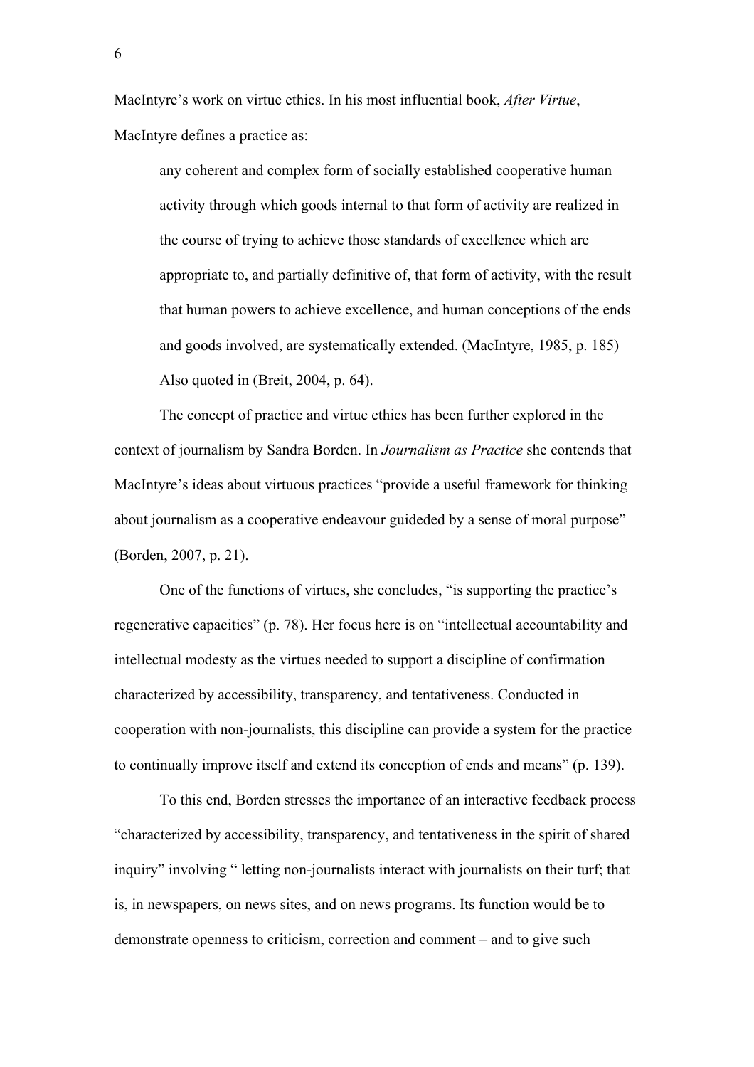MacIntyre's work on virtue ethics. In his most influential book, *After Virtue*, MacIntyre defines a practice as:

> any coherent and complex form of socially established cooperative human activity through which goods internal to that form of activity are realized in the course of trying to achieve those standards of excellence which are appropriate to, and partially definitive of, that form of activity, with the result that human powers to achieve excellence, and human conceptions of the ends and goods involved, are systematically extended. (MacIntyre, 1985, p. 185) Also quoted in (Breit, 2004, p. 64).

The concept of practice and virtue ethics has been further explored in the context of journalism by Sandra Borden. In *Journalism as Practice* she contends that MacIntyre's ideas about virtuous practices "provide a useful framework for thinking about journalism as a cooperative endeavour guideded by a sense of moral purpose" (Borden, 2007, p. 21).

One of the functions of virtues, she concludes, "is supporting the practice's regenerative capacities" (p. 78). Her focus here is on "intellectual accountability and intellectual modesty as the virtues needed to support a discipline of confirmation characterized by accessibility, transparency, and tentativeness. Conducted in cooperation with non-journalists, this discipline can provide a system for the practice to continually improve itself and extend its conception of ends and means" (p. 139).

To this end, Borden stresses the importance of an interactive feedback process "characterized by accessibility, transparency, and tentativeness in the spirit of shared inquiry" involving " letting non-journalists interact with journalists on their turf; that is, in newspapers, on news sites, and on news programs. Its function would be to demonstrate openness to criticism, correction and comment – and to give such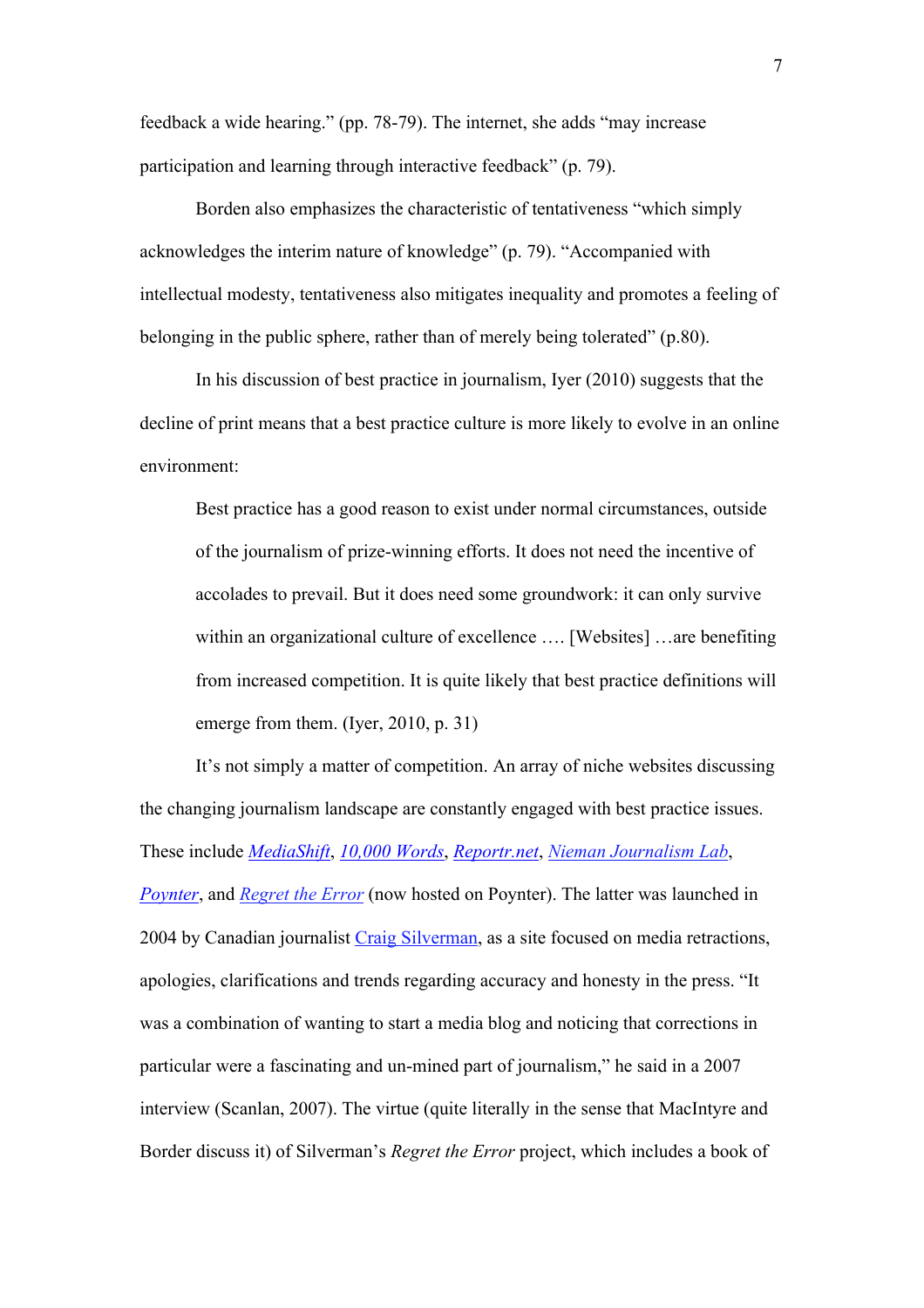feedback a wide hearing." (pp. 78-79). The internet, she adds "may increase participation and learning through interactive feedback" (p. 79).

Borden also emphasizes the characteristic of tentativeness "which simply acknowledges the interim nature of knowledge" (p. 79). "Accompanied with intellectual modesty, tentativeness also mitigates inequality and promotes a feeling of belonging in the public sphere, rather than of merely being tolerated" (p.80).

In his discussion of best practice in journalism, Iyer (2010) suggests that the decline of print means that a best practice culture is more likely to evolve in an online environment:

> Best practice has a good reason to exist under normal circumstances, outside of the journalism of prize-winning efforts. It does not need the incentive of accolades to prevail. But it does need some groundwork: it can only survive within an organizational culture of excellence …. [Websites] …are benefiting from increased competition. It is quite likely that best practice definitions will emerge from them. (Iyer, 2010, p. 31)

It's not simply a matter of competition. An array of niche websites discussing the changing journalism landscape are constantly engaged with best practice issues. These include *MediaShift*, *10,000 Words*, *Reportr.net*, *Nieman Journalism Lab*, *Poynter*, and *Regret the Error* (now hosted on Poynter). The latter was launched in 2004 by Canadian journalist Craig Silverman, as a site focused on media retractions, apologies, clarifications and trends regarding accuracy and honesty in the press. "It was a combination of wanting to start a media blog and noticing that corrections in particular were a fascinating and un-mined part of journalism," he said in a 2007 interview (Scanlan, 2007). The virtue (quite literally in the sense that MacIntyre and Border discuss it) of Silverman's *Regret the Error* project, which includes a book of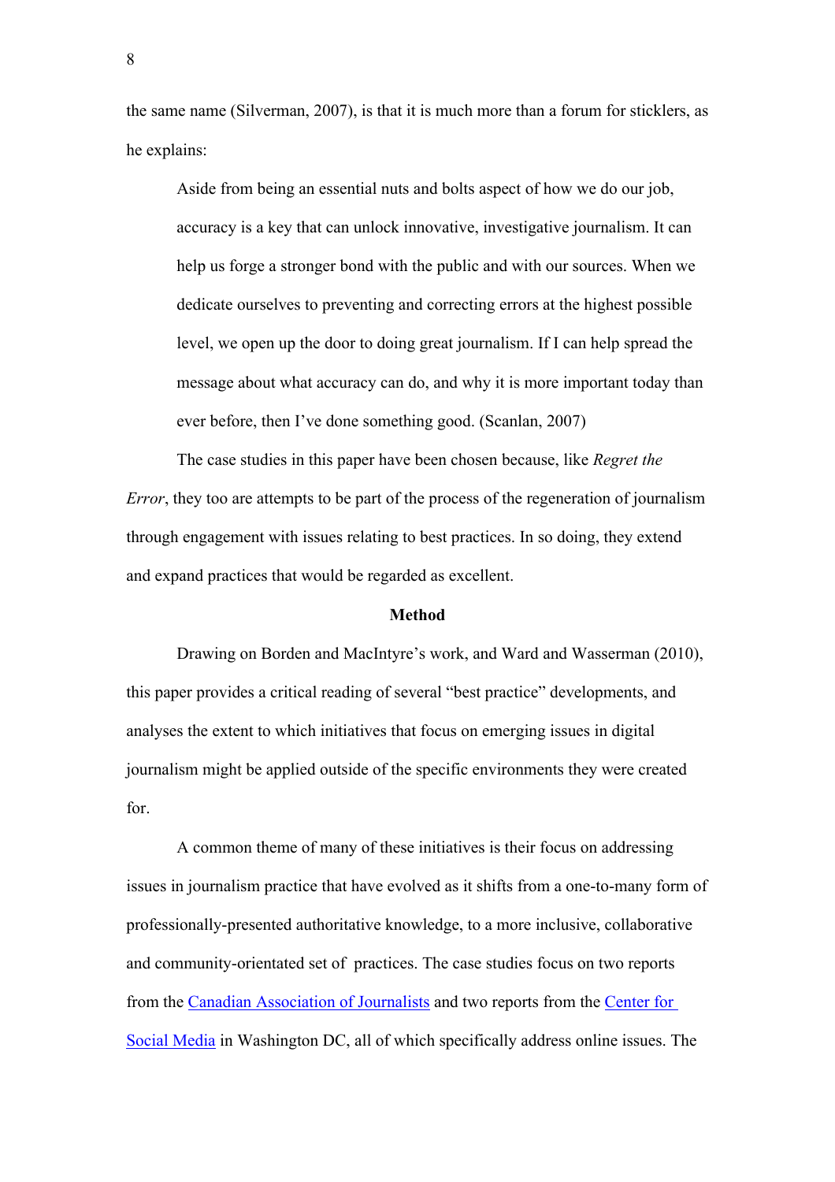the same name (Silverman, 2007), is that it is much more than a forum for sticklers, as he explains:

> Aside from being an essential nuts and bolts aspect of how we do our job, accuracy is a key that can unlock innovative, investigative journalism. It can help us forge a stronger bond with the public and with our sources. When we dedicate ourselves to preventing and correcting errors at the highest possible level, we open up the door to doing great journalism. If I can help spread the message about what accuracy can do, and why it is more important today than ever before, then I've done something good. (Scanlan, 2007)

The case studies in this paper have been chosen because, like *Regret the Error*, they too are attempts to be part of the process of the regeneration of journalism through engagement with issues relating to best practices. In so doing, they extend and expand practices that would be regarded as excellent.

## Method

Drawing on Borden and MacIntyre's work, and Ward and Wasserman (2010), this paper provides a critical reading of several "best practice" developments, and analyses the extent to which initiatives that focus on emerging issues in digital journalism might be applied outside of the specific environments they were created for.

A common theme of many of these initiatives is their focus on addressing issues in journalism practice that have evolved as it shifts from a one-to-many form of professionally-presented authoritative knowledge, to a more inclusive, collaborative and community-orientated set of practices. The case studies focus on two reports from the Canadian Association of Journalists and two reports from the Center for Social Media in Washington DC, all of which specifically address online issues. The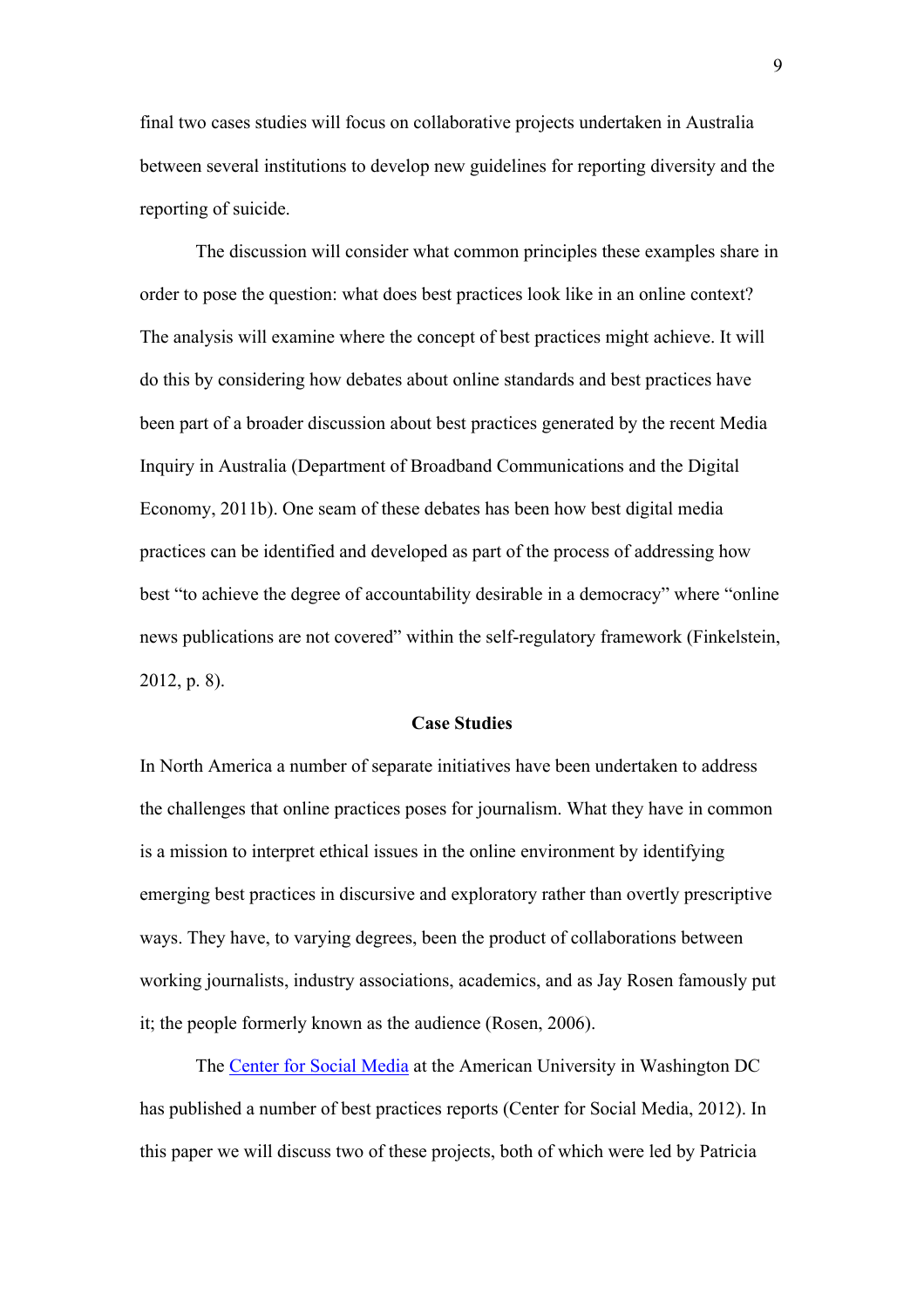final two cases studies will focus on collaborative projects undertaken in Australia between several institutions to develop new guidelines for reporting diversity and the reporting of suicide.

The discussion will consider what common principles these examples share in order to pose the question: what does best practices look like in an online context? The analysis will examine where the concept of best practices might achieve. It will do this by considering how debates about online standards and best practices have been part of a broader discussion about best practices generated by the recent Media Inquiry in Australia (Department of Broadband Communications and the Digital Economy, 2011b). One seam of these debates has been how best digital media practices can be identified and developed as part of the process of addressing how best "to achieve the degree of accountability desirable in a democracy" where "online news publications are not covered" within the self-regulatory framework (Finkelstein, 2012, p. 8).

## Case Studies

In North America a number of separate initiatives have been undertaken to address the challenges that online practices poses for journalism. What they have in common is a mission to interpret ethical issues in the online environment by identifying emerging best practices in discursive and exploratory rather than overtly prescriptive ways. They have, to varying degrees, been the product of collaborations between working journalists, industry associations, academics, and as Jay Rosen famously put it; the people formerly known as the audience (Rosen, 2006).

The Center for Social Media at the American University in Washington DC has published a number of best practices reports (Center for Social Media, 2012). In this paper we will discuss two of these projects, both of which were led by Patricia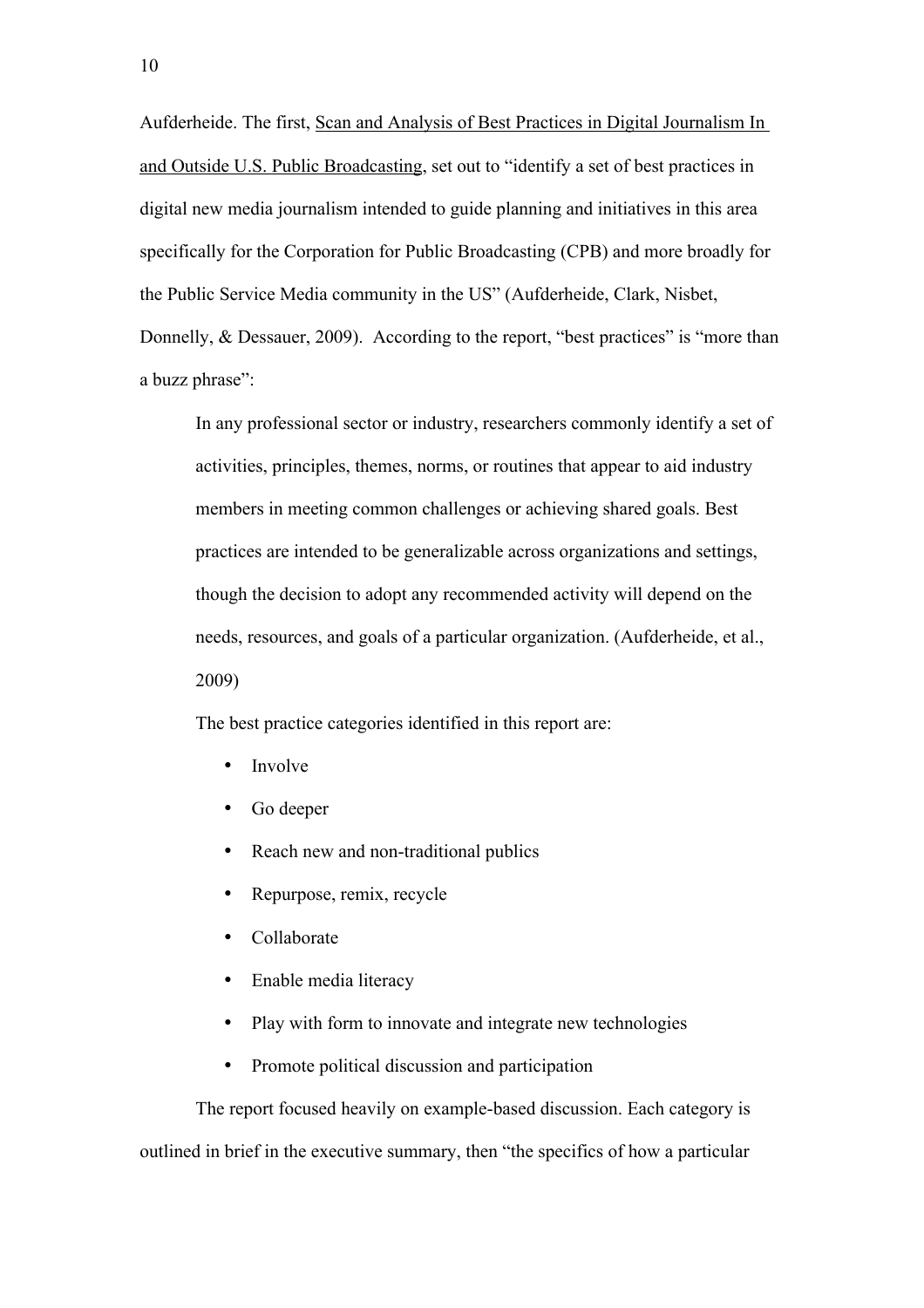Aufderheide. The first, Scan and Analysis of Best Practices in Digital Journalism In and Outside U.S. Public Broadcasting, set out to "identify a set of best practices in digital new media journalism intended to guide planning and initiatives in this area specifically for the Corporation for Public Broadcasting (CPB) and more broadly for the Public Service Media community in the US" (Aufderheide, Clark, Nisbet, Donnelly, & Dessauer, 2009). According to the report, "best practices" is "more than a buzz phrase":

> In any professional sector or industry, researchers commonly identify a set of activities, principles, themes, norms, or routines that appear to aid industry members in meeting common challenges or achieving shared goals. Best practices are intended to be generalizable across organizations and settings, though the decision to adopt any recommended activity will depend on the needs, resources, and goals of a particular organization. (Aufderheide, et al., 2009)

The best practice categories identified in this report are:

- Involve
- Go deeper
- Reach new and non-traditional publics
- Repurpose, remix, recycle
- Collaborate
- Enable media literacy
- Play with form to innovate and integrate new technologies
- Promote political discussion and participation

The report focused heavily on example-based discussion. Each category is outlined in brief in the executive summary, then "the specifics of how a particular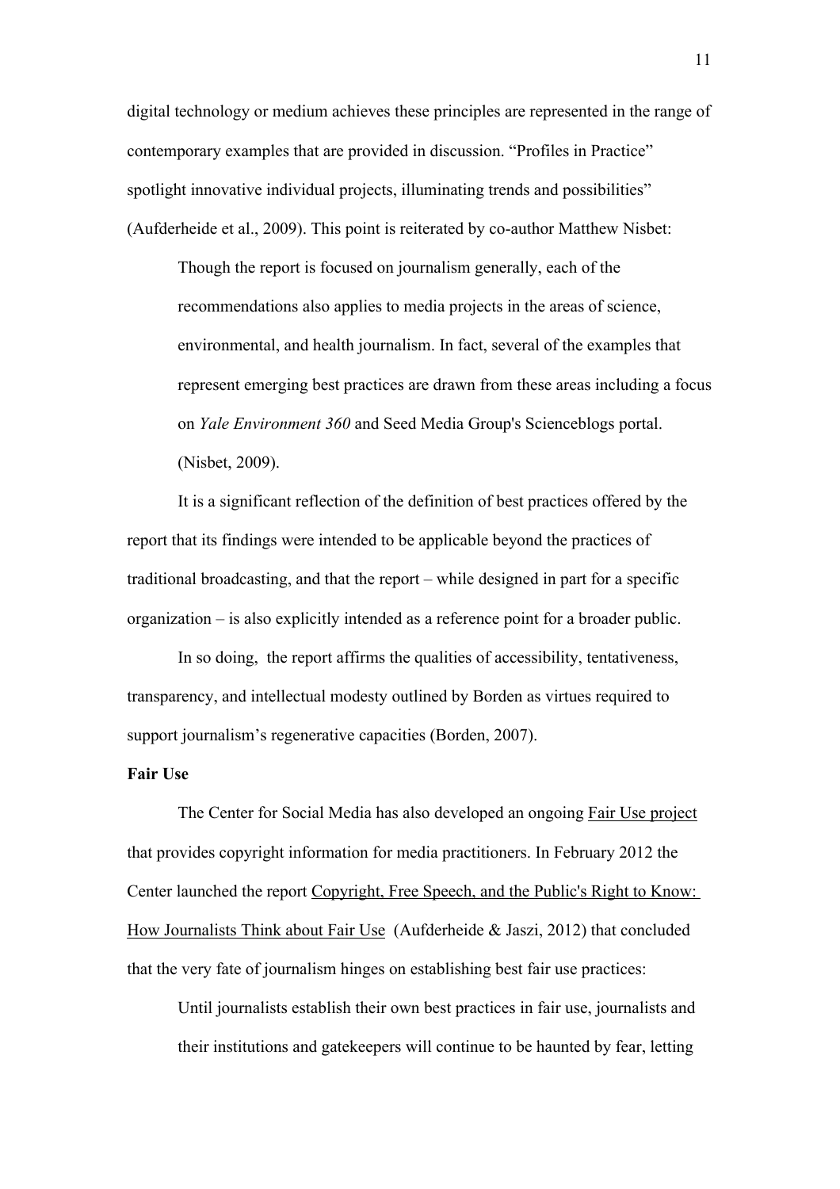digital technology or medium achieves these principles are represented in the range of contemporary examples that are provided in discussion. "Profiles in Practice" spotlight innovative individual projects, illuminating trends and possibilities" (Aufderheide et al., 2009). This point is reiterated by co-author Matthew Nisbet:

> Though the report is focused on journalism generally, each of the recommendations also applies to media projects in the areas of science, environmental, and health journalism. In fact, several of the examples that represent emerging best practices are drawn from these areas including a focus on *Yale Environment 360* and Seed Media Group's Scienceblogs portal. (Nisbet, 2009).

It is a significant reflection of the definition of best practices offered by the report that its findings were intended to be applicable beyond the practices of traditional broadcasting, and that the report – while designed in part for a specific organization – is also explicitly intended as a reference point for a broader public.

In so doing, the report affirms the qualities of accessibility, tentativeness, transparency, and intellectual modesty outlined by Borden as virtues required to support journalism's regenerative capacities (Borden, 2007).

**Fair Use**

The Center for Social Media has also developed an ongoing Fair Use project that provides copyright information for media practitioners. In February 2012 the Center launched the report Copyright, Free Speech, and the Public's Right to Know: How Journalists Think about Fair Use (Aufderheide & Jaszi, 2012) that concluded that the very fate of journalism hinges on establishing best fair use practices:

> Until journalists establish their own best practices in fair use, journalists and their institutions and gatekeepers will continue to be haunted by fear, letting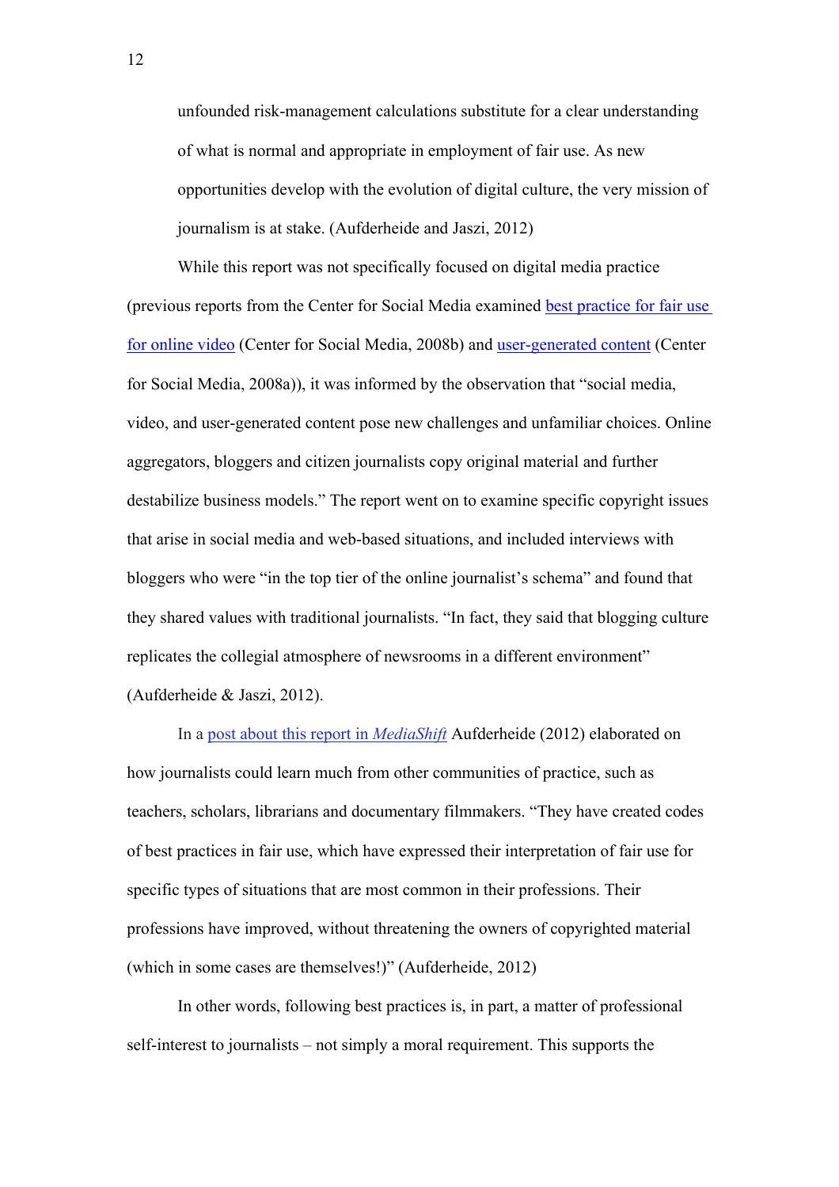> unfounded risk-management calculations substitute for a clear understanding of what is normal and appropriate in employment of fair use. As new opportunities develop with the evolution of digital culture, the very mission of journalism is at stake. (Aufderheide and Jaszi, 2012)

While this report was not specifically focused on digital media practice (previous reports from the Center for Social Media examined [best practice for fair use for online video]() (Center for Social Media, 2008b) and [user-generated content]() (Center for Social Media, 2008a)), it was informed by the observation that "social media, video, and user-generated content pose new challenges and unfamiliar choices. Online aggregators, bloggers and citizen journalists copy original material and further destabilize business models." The report went on to examine specific copyright issues that arise in social media and web-based situations, and included interviews with bloggers who were "in the top tier of the online journalist's schema" and found that they shared values with traditional journalists. "In fact, they said that blogging culture replicates the collegial atmosphere of newsrooms in a different environment" (Aufderheide & Jaszi, 2012).

In a [post about this report in *MediaShift*]() Aufderheide (2012) elaborated on how journalists could learn much from other communities of practice, such as teachers, scholars, librarians and documentary filmmakers. "They have created codes of best practices in fair use, which have expressed their interpretation of fair use for specific types of situations that are most common in their professions. Their professions have improved, without threatening the owners of copyrighted material (which in some cases are themselves!)" (Aufderheide, 2012)

In other words, following best practices is, in part, a matter of professional self-interest to journalists – not simply a moral requirement. This supports the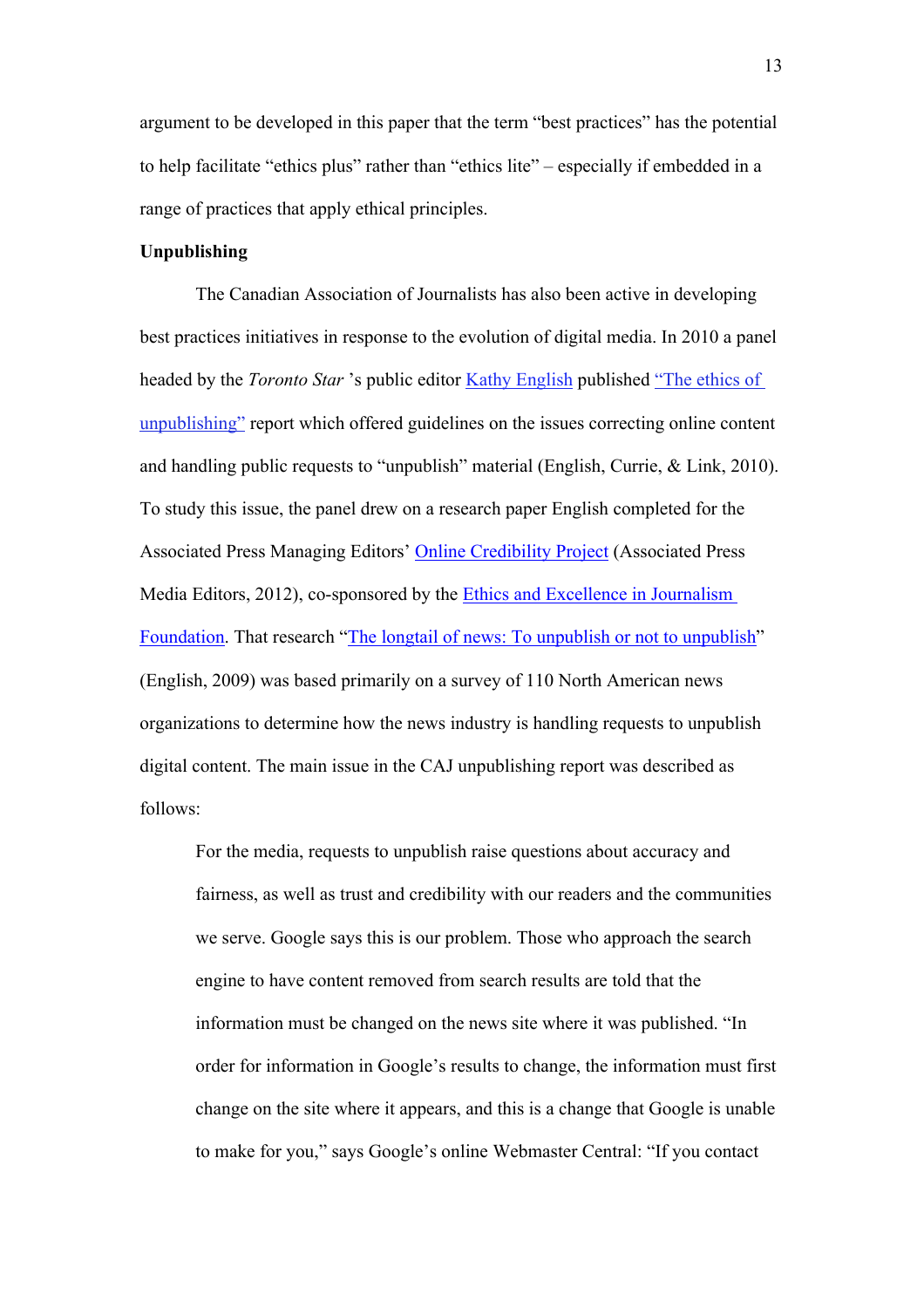argument to be developed in this paper that the term "best practices" has the potential to help facilitate "ethics plus" rather than "ethics lite" – especially if embedded in a range of practices that apply ethical principles.

**Unpublishing**

The Canadian Association of Journalists has also been active in developing best practices initiatives in response to the evolution of digital media. In 2010 a panel headed by the *Toronto Star* 's public editor Kathy English published "The ethics of unpublishing" report which offered guidelines on the issues correcting online content and handling public requests to "unpublish" material (English, Currie, & Link, 2010). To study this issue, the panel drew on a research paper English completed for the Associated Press Managing Editors' Online Credibility Project (Associated Press Media Editors, 2012), co-sponsored by the Ethics and Excellence in Journalism Foundation. That research "The longtail of news: To unpublish or not to unpublish" (English, 2009) was based primarily on a survey of 110 North American news organizations to determine how the news industry is handling requests to unpublish digital content. The main issue in the CAJ unpublishing report was described as follows:

> For the media, requests to unpublish raise questions about accuracy and fairness, as well as trust and credibility with our readers and the communities we serve. Google says this is our problem. Those who approach the search engine to have content removed from search results are told that the information must be changed on the news site where it was published. "In order for information in Google's results to change, the information must first change on the site where it appears, and this is a change that Google is unable to make for you," says Google's online Webmaster Central: "If you contact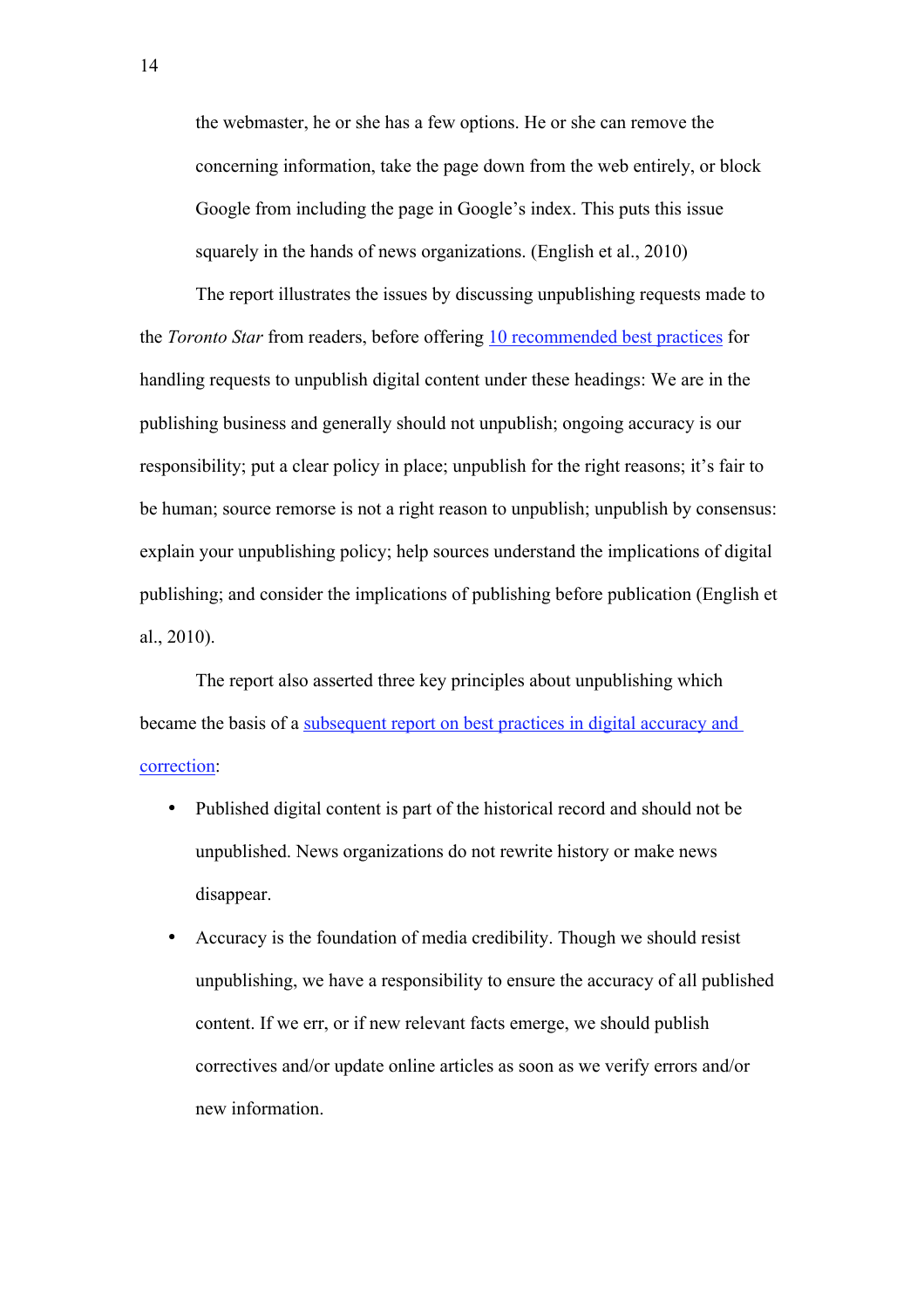> the webmaster, he or she has a few options. He or she can remove the concerning information, take the page down from the web entirely, or block Google from including the page in Google's index. This puts this issue squarely in the hands of news organizations. (English et al., 2010)

The report illustrates the issues by discussing unpublishing requests made to the *Toronto Star* from readers, before offering 10 recommended best practices for handling requests to unpublish digital content under these headings: We are in the publishing business and generally should not unpublish; ongoing accuracy is our responsibility; put a clear policy in place; unpublish for the right reasons; it's fair to be human; source remorse is not a right reason to unpublish; unpublish by consensus: explain your unpublishing policy; help sources understand the implications of digital publishing; and consider the implications of publishing before publication (English et al., 2010).

The report also asserted three key principles about unpublishing which became the basis of a subsequent report on best practices in digital accuracy and correction:

- Published digital content is part of the historical record and should not be unpublished. News organizations do not rewrite history or make news disappear.
- Accuracy is the foundation of media credibility. Though we should resist unpublishing, we have a responsibility to ensure the accuracy of all published content. If we err, or if new relevant facts emerge, we should publish correctives and/or update online articles as soon as we verify errors and/or new information.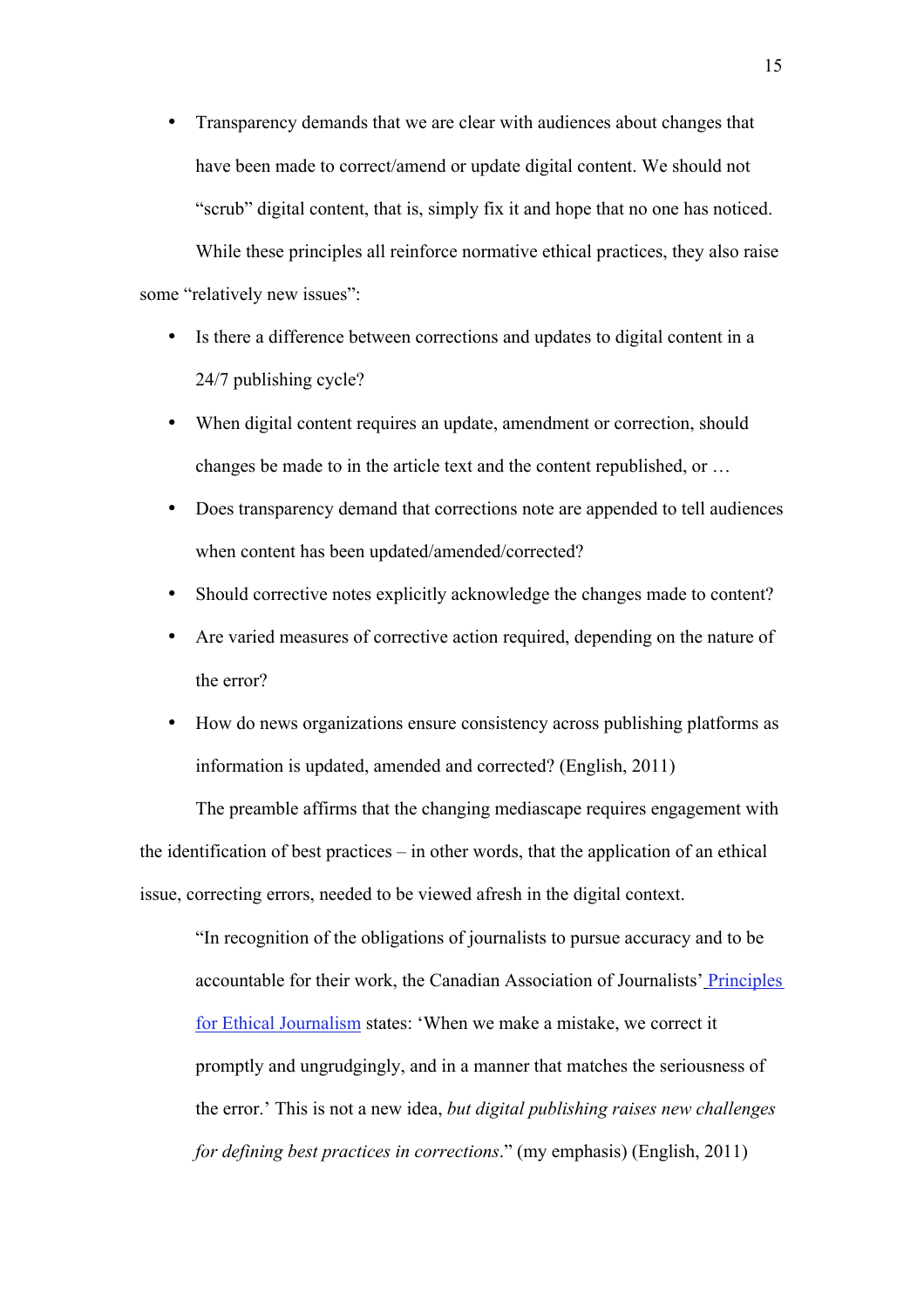- Transparency demands that we are clear with audiences about changes that have been made to correct/amend or update digital content. We should not "scrub" digital content, that is, simply fix it and hope that no one has noticed.

While these principles all reinforce normative ethical practices, they also raise some "relatively new issues":

- Is there a difference between corrections and updates to digital content in a 24/7 publishing cycle?
- When digital content requires an update, amendment or correction, should changes be made to in the article text and the content republished, or …
- Does transparency demand that corrections note are appended to tell audiences when content has been updated/amended/corrected?
- Should corrective notes explicitly acknowledge the changes made to content?
- Are varied measures of corrective action required, depending on the nature of the error?
- How do news organizations ensure consistency across publishing platforms as information is updated, amended and corrected? (English, 2011)

The preamble affirms that the changing mediascape requires engagement with the identification of best practices – in other words, that the application of an ethical issue, correcting errors, needed to be viewed afresh in the digital context.

> "In recognition of the obligations of journalists to pursue accuracy and to be accountable for their work, the Canadian Association of Journalists' Principles for Ethical Journalism states: 'When we make a mistake, we correct it promptly and ungrudgingly, and in a manner that matches the seriousness of the error.' This is not a new idea, *but digital publishing raises new challenges for defining best practices in corrections*." (my emphasis) (English, 2011)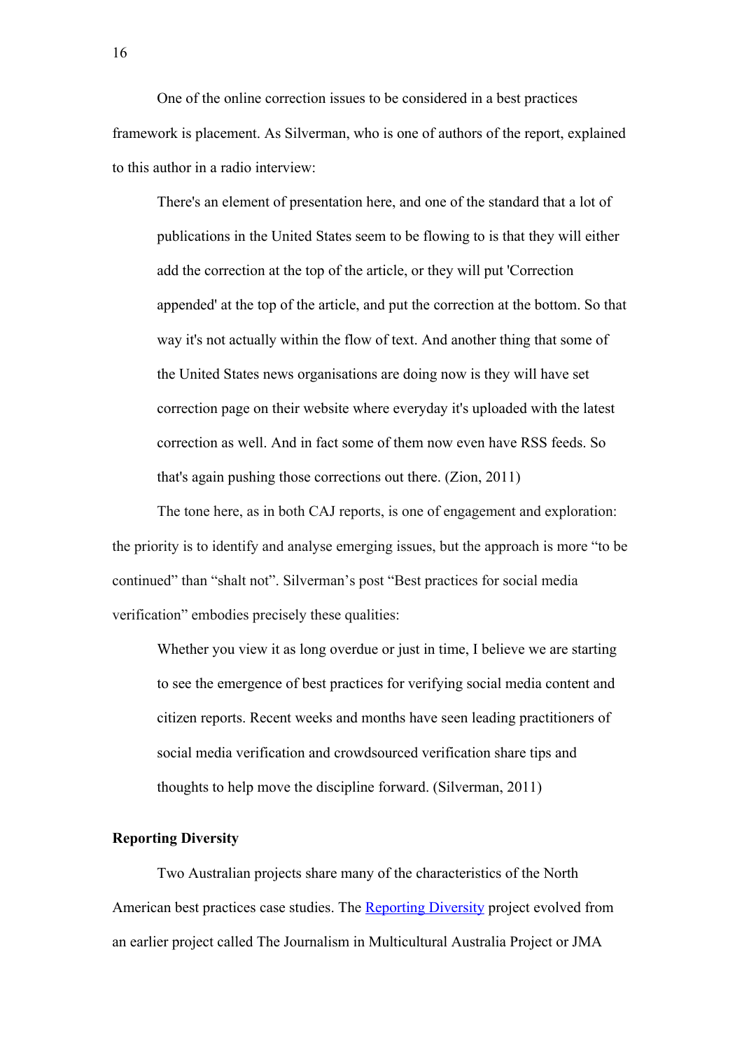One of the online correction issues to be considered in a best practices framework is placement. As Silverman, who is one of authors of the report, explained to this author in a radio interview:

> There's an element of presentation here, and one of the standard that a lot of publications in the United States seem to be flowing to is that they will either add the correction at the top of the article, or they will put 'Correction appended' at the top of the article, and put the correction at the bottom. So that way it's not actually within the flow of text. And another thing that some of the United States news organisations are doing now is they will have set correction page on their website where everyday it's uploaded with the latest correction as well. And in fact some of them now even have RSS feeds. So that's again pushing those corrections out there. (Zion, 2011)

The tone here, as in both CAJ reports, is one of engagement and exploration: the priority is to identify and analyse emerging issues, but the approach is more "to be continued" than "shalt not". Silverman's post "Best practices for social media verification" embodies precisely these qualities:

> Whether you view it as long overdue or just in time, I believe we are starting to see the emergence of best practices for verifying social media content and citizen reports. Recent weeks and months have seen leading practitioners of social media verification and crowdsourced verification share tips and thoughts to help move the discipline forward. (Silverman, 2011)

**Reporting Diversity**

Two Australian projects share many of the characteristics of the North American best practices case studies. The Reporting Diversity project evolved from an earlier project called The Journalism in Multicultural Australia Project or JMA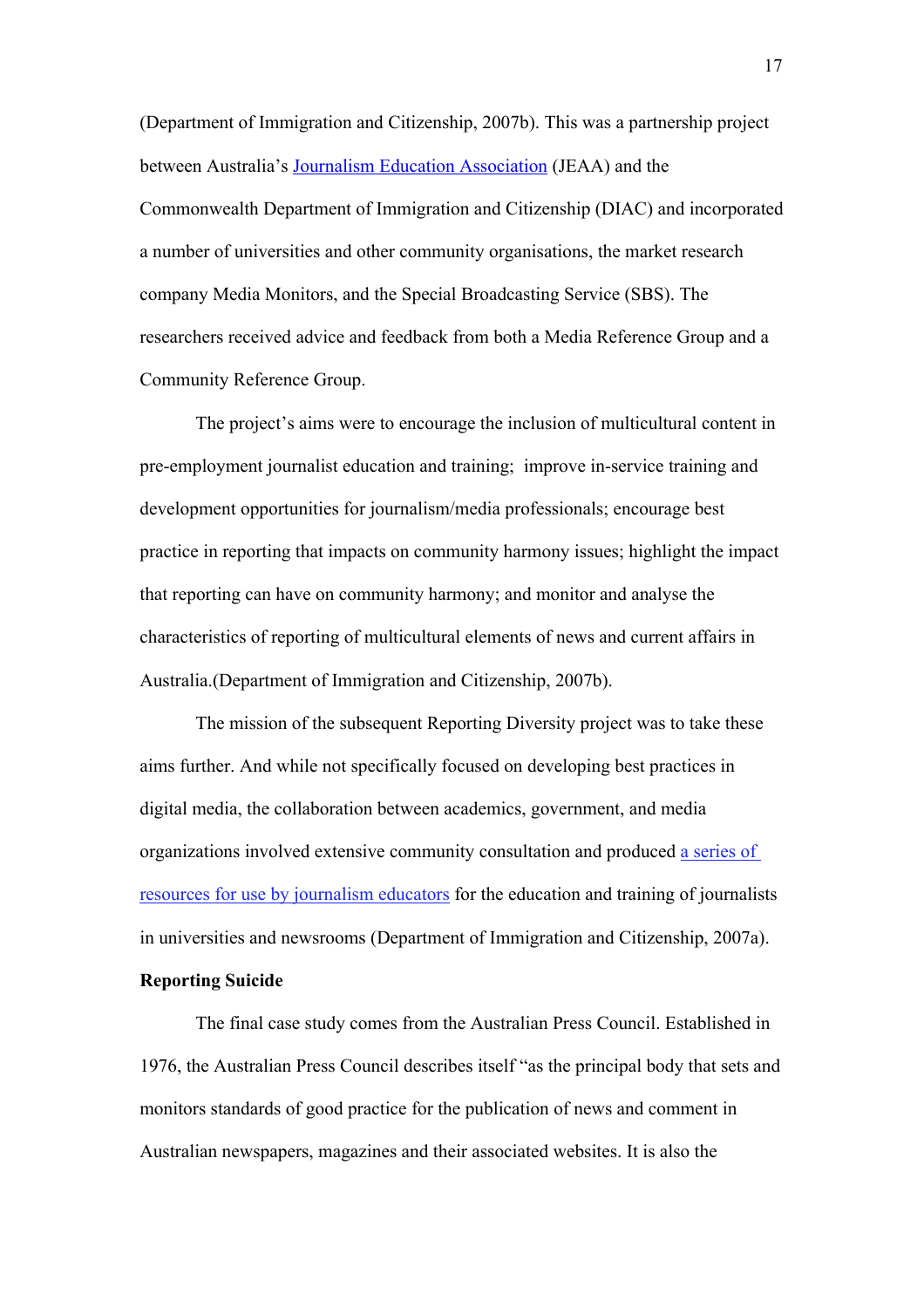(Department of Immigration and Citizenship, 2007b). This was a partnership project between Australia's Journalism Education Association (JEAA) and the Commonwealth Department of Immigration and Citizenship (DIAC) and incorporated a number of universities and other community organisations, the market research company Media Monitors, and the Special Broadcasting Service (SBS). The researchers received advice and feedback from both a Media Reference Group and a Community Reference Group.

The project's aims were to encourage the inclusion of multicultural content in pre-employment journalist education and training; improve in-service training and development opportunities for journalism/media professionals; encourage best practice in reporting that impacts on community harmony issues; highlight the impact that reporting can have on community harmony; and monitor and analyse the characteristics of reporting of multicultural elements of news and current affairs in Australia.(Department of Immigration and Citizenship, 2007b).

The mission of the subsequent Reporting Diversity project was to take these aims further. And while not specifically focused on developing best practices in digital media, the collaboration between academics, government, and media organizations involved extensive community consultation and produced a series of resources for use by journalism educators for the education and training of journalists in universities and newsrooms (Department of Immigration and Citizenship, 2007a).

**Reporting Suicide**

The final case study comes from the Australian Press Council. Established in 1976, the Australian Press Council describes itself "as the principal body that sets and monitors standards of good practice for the publication of news and comment in Australian newspapers, magazines and their associated websites. It is also the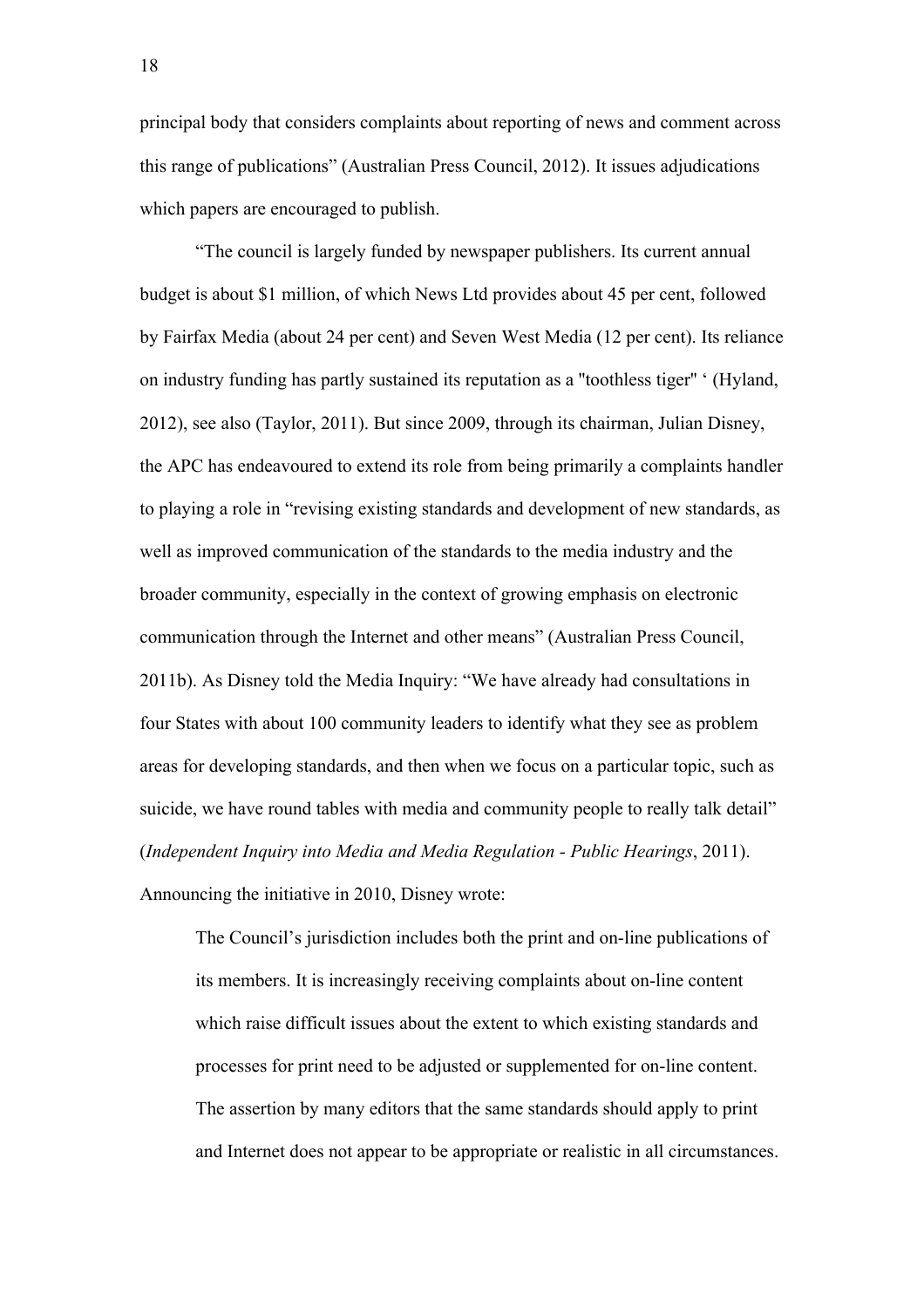principal body that considers complaints about reporting of news and comment across this range of publications" (Australian Press Council, 2012). It issues adjudications which papers are encouraged to publish.

"The council is largely funded by newspaper publishers. Its current annual budget is about $1 million, of which News Ltd provides about 45 per cent, followed by Fairfax Media (about 24 per cent) and Seven West Media (12 per cent). Its reliance on industry funding has partly sustained its reputation as a "toothless tiger" ' (Hyland, 2012), see also (Taylor, 2011). But since 2009, through its chairman, Julian Disney, the APC has endeavoured to extend its role from being primarily a complaints handler to playing a role in "revising existing standards and development of new standards, as well as improved communication of the standards to the media industry and the broader community, especially in the context of growing emphasis on electronic communication through the Internet and other means" (Australian Press Council, 2011b). As Disney told the Media Inquiry: "We have already had consultations in four States with about 100 community leaders to identify what they see as problem areas for developing standards, and then when we focus on a particular topic, such as suicide, we have round tables with media and community people to really talk detail" (*Independent Inquiry into Media and Media Regulation - Public Hearings*, 2011). Announcing the initiative in 2010, Disney wrote:

> The Council's jurisdiction includes both the print and on-line publications of its members. It is increasingly receiving complaints about on-line content which raise difficult issues about the extent to which existing standards and processes for print need to be adjusted or supplemented for on-line content. The assertion by many editors that the same standards should apply to print and Internet does not appear to be appropriate or realistic in all circumstances.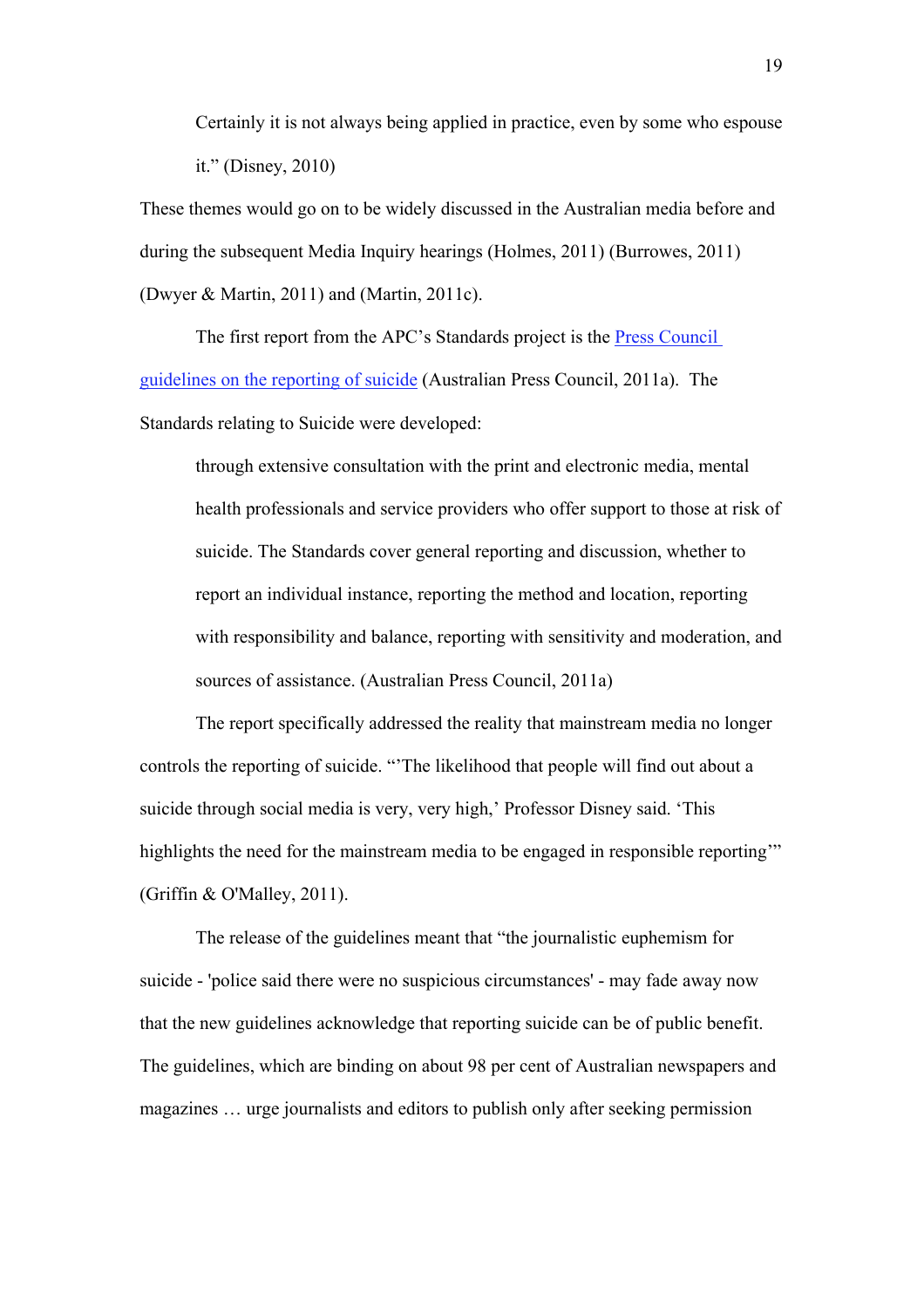> Certainly it is not always being applied in practice, even by some who espouse it." (Disney, 2010)

These themes would go on to be widely discussed in the Australian media before and during the subsequent Media Inquiry hearings (Holmes, 2011) (Burrowes, 2011) (Dwyer & Martin, 2011) and (Martin, 2011c).

The first report from the APC's Standards project is the Press Council guidelines on the reporting of suicide (Australian Press Council, 2011a). The Standards relating to Suicide were developed:

> through extensive consultation with the print and electronic media, mental health professionals and service providers who offer support to those at risk of suicide. The Standards cover general reporting and discussion, whether to report an individual instance, reporting the method and location, reporting with responsibility and balance, reporting with sensitivity and moderation, and sources of assistance. (Australian Press Council, 2011a)

The report specifically addressed the reality that mainstream media no longer controls the reporting of suicide. "'The likelihood that people will find out about a suicide through social media is very, very high,' Professor Disney said. 'This highlights the need for the mainstream media to be engaged in responsible reporting'" (Griffin & O'Malley, 2011).

The release of the guidelines meant that "the journalistic euphemism for suicide - 'police said there were no suspicious circumstances' - may fade away now that the new guidelines acknowledge that reporting suicide can be of public benefit. The guidelines, which are binding on about 98 per cent of Australian newspapers and magazines … urge journalists and editors to publish only after seeking permission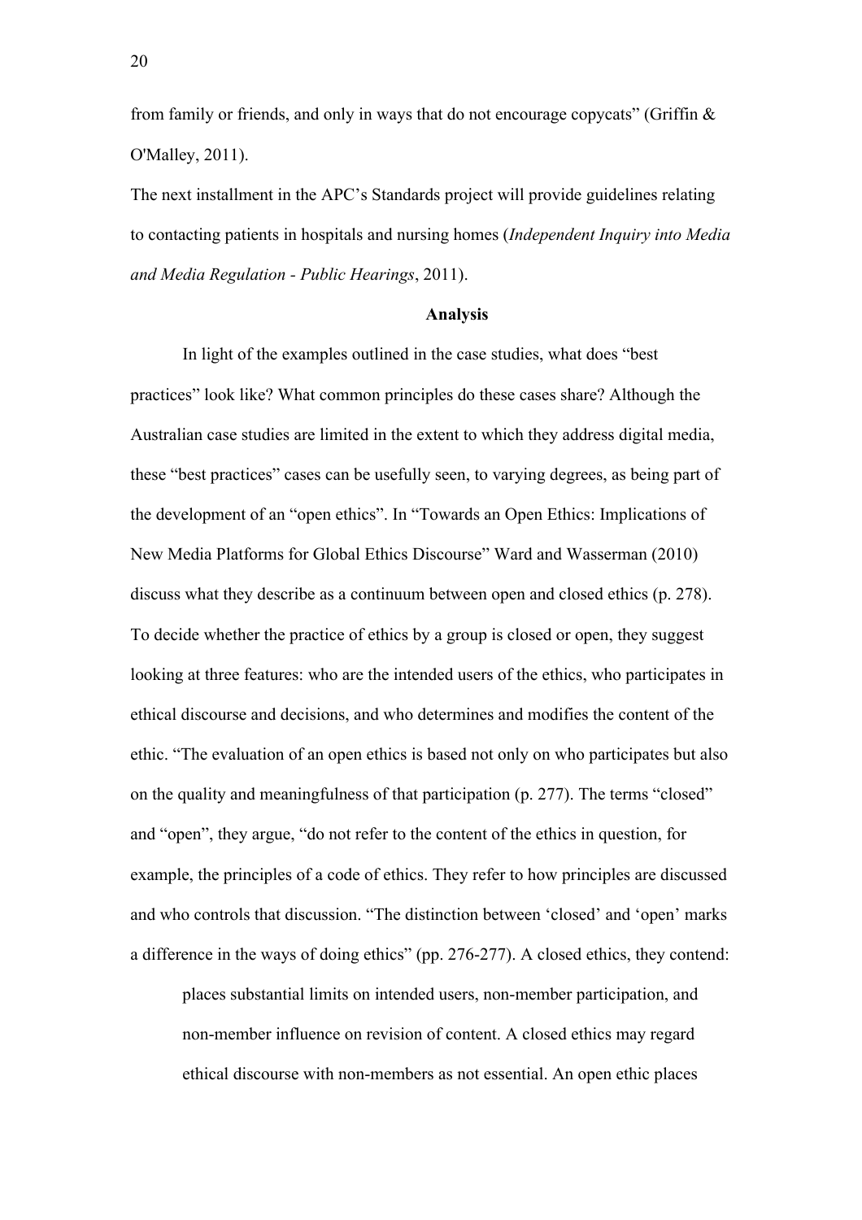from family or friends, and only in ways that do not encourage copycats" (Griffin & O'Malley, 2011).

The next installment in the APC's Standards project will provide guidelines relating to contacting patients in hospitals and nursing homes (*Independent Inquiry into Media and Media Regulation - Public Hearings*, 2011).

**Analysis**

In light of the examples outlined in the case studies, what does "best practices" look like? What common principles do these cases share? Although the Australian case studies are limited in the extent to which they address digital media, these "best practices" cases can be usefully seen, to varying degrees, as being part of the development of an "open ethics". In "Towards an Open Ethics: Implications of New Media Platforms for Global Ethics Discourse" Ward and Wasserman (2010) discuss what they describe as a continuum between open and closed ethics (p. 278). To decide whether the practice of ethics by a group is closed or open, they suggest looking at three features: who are the intended users of the ethics, who participates in ethical discourse and decisions, and who determines and modifies the content of the ethic. "The evaluation of an open ethics is based not only on who participates but also on the quality and meaningfulness of that participation (p. 277). The terms "closed" and "open", they argue, "do not refer to the content of the ethics in question, for example, the principles of a code of ethics. They refer to how principles are discussed and who controls that discussion. "The distinction between 'closed' and 'open' marks a difference in the ways of doing ethics" (pp. 276-277). A closed ethics, they contend:

> places substantial limits on intended users, non-member participation, and non-member influence on revision of content. A closed ethics may regard ethical discourse with non-members as not essential. An open ethic places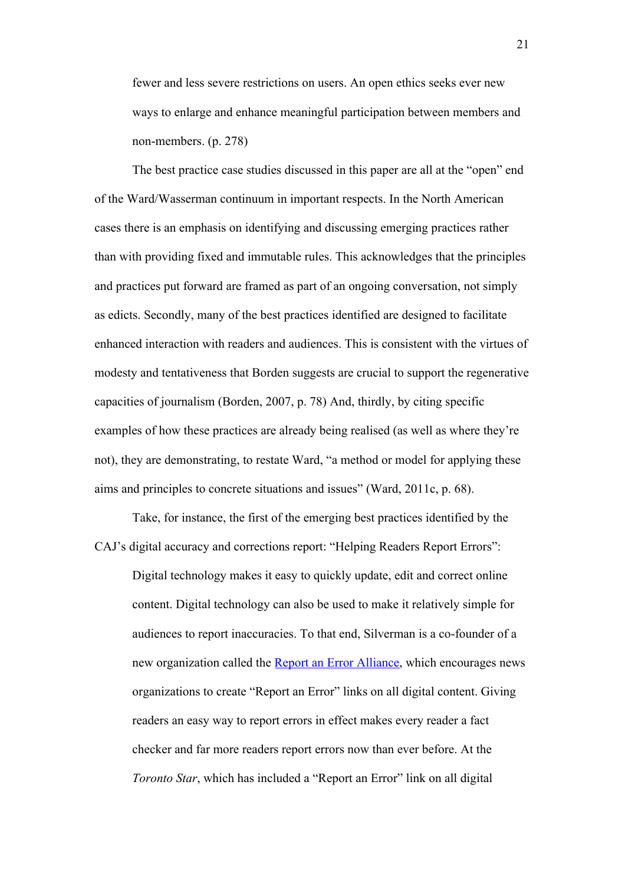> fewer and less severe restrictions on users. An open ethics seeks ever new ways to enlarge and enhance meaningful participation between members and non-members. (p. 278)

The best practice case studies discussed in this paper are all at the "open" end of the Ward/Wasserman continuum in important respects. In the North American cases there is an emphasis on identifying and discussing emerging practices rather than with providing fixed and immutable rules. This acknowledges that the principles and practices put forward are framed as part of an ongoing conversation, not simply as edicts. Secondly, many of the best practices identified are designed to facilitate enhanced interaction with readers and audiences. This is consistent with the virtues of modesty and tentativeness that Borden suggests are crucial to support the regenerative capacities of journalism (Borden, 2007, p. 78) And, thirdly, by citing specific examples of how these practices are already being realised (as well as where they're not), they are demonstrating, to restate Ward, "a method or model for applying these aims and principles to concrete situations and issues" (Ward, 2011c, p. 68).

Take, for instance, the first of the emerging best practices identified by the CAJ's digital accuracy and corrections report: "Helping Readers Report Errors":

> Digital technology makes it easy to quickly update, edit and correct online content. Digital technology can also be used to make it relatively simple for audiences to report inaccuracies. To that end, Silverman is a co-founder of a new organization called the Report an Error Alliance, which encourages news organizations to create "Report an Error" links on all digital content. Giving readers an easy way to report errors in effect makes every reader a fact checker and far more readers report errors now than ever before. At the *Toronto Star*, which has included a "Report an Error" link on all digital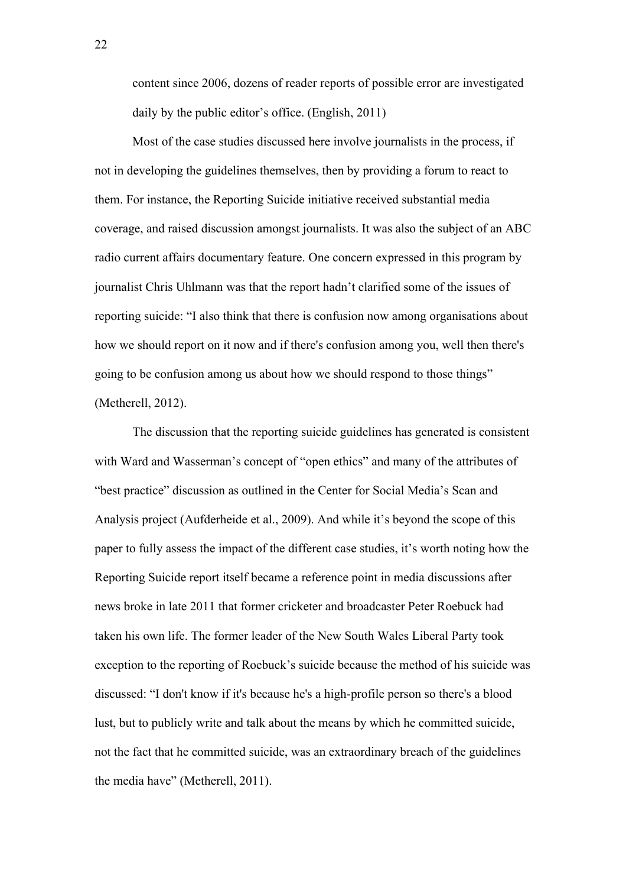content since 2006, dozens of reader reports of possible error are investigated daily by the public editor's office. (English, 2011)

Most of the case studies discussed here involve journalists in the process, if not in developing the guidelines themselves, then by providing a forum to react to them. For instance, the Reporting Suicide initiative received substantial media coverage, and raised discussion amongst journalists. It was also the subject of an ABC radio current affairs documentary feature. One concern expressed in this program by journalist Chris Uhlmann was that the report hadn't clarified some of the issues of reporting suicide: "I also think that there is confusion now among organisations about how we should report on it now and if there's confusion among you, well then there's going to be confusion among us about how we should respond to those things" (Metherell, 2012).

The discussion that the reporting suicide guidelines has generated is consistent with Ward and Wasserman's concept of "open ethics" and many of the attributes of "best practice" discussion as outlined in the Center for Social Media's Scan and Analysis project (Aufderheide et al., 2009). And while it's beyond the scope of this paper to fully assess the impact of the different case studies, it's worth noting how the Reporting Suicide report itself became a reference point in media discussions after news broke in late 2011 that former cricketer and broadcaster Peter Roebuck had taken his own life. The former leader of the New South Wales Liberal Party took exception to the reporting of Roebuck's suicide because the method of his suicide was discussed: "I don't know if it's because he's a high-profile person so there's a blood lust, but to publicly write and talk about the means by which he committed suicide, not the fact that he committed suicide, was an extraordinary breach of the guidelines the media have" (Metherell, 2011).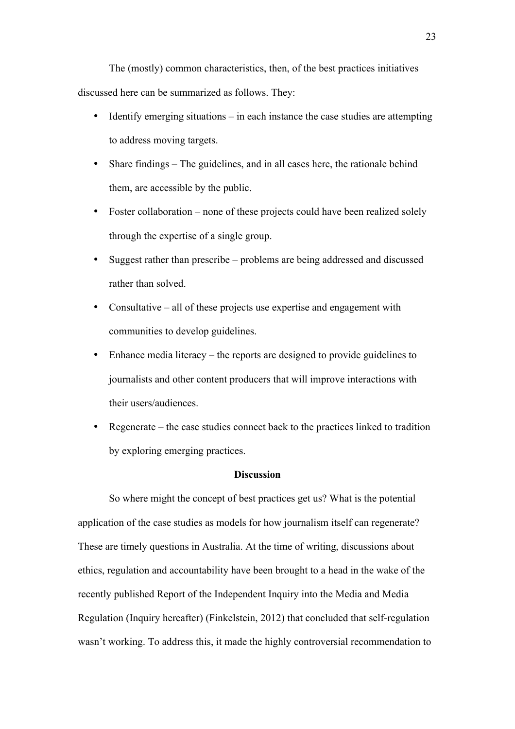The (mostly) common characteristics, then, of the best practices initiatives discussed here can be summarized as follows. They:

- Identify emerging situations – in each instance the case studies are attempting to address moving targets.
- Share findings – The guidelines, and in all cases here, the rationale behind them, are accessible by the public.
- Foster collaboration – none of these projects could have been realized solely through the expertise of a single group.
- Suggest rather than prescribe – problems are being addressed and discussed rather than solved.
- Consultative – all of these projects use expertise and engagement with communities to develop guidelines.
- Enhance media literacy – the reports are designed to provide guidelines to journalists and other content producers that will improve interactions with their users/audiences.
- Regenerate – the case studies connect back to the practices linked to tradition by exploring emerging practices.

## Discussion

So where might the concept of best practices get us? What is the potential application of the case studies as models for how journalism itself can regenerate? These are timely questions in Australia. At the time of writing, discussions about ethics, regulation and accountability have been brought to a head in the wake of the recently published Report of the Independent Inquiry into the Media and Media Regulation (Inquiry hereafter) (Finkelstein, 2012) that concluded that self-regulation wasn't working. To address this, it made the highly controversial recommendation to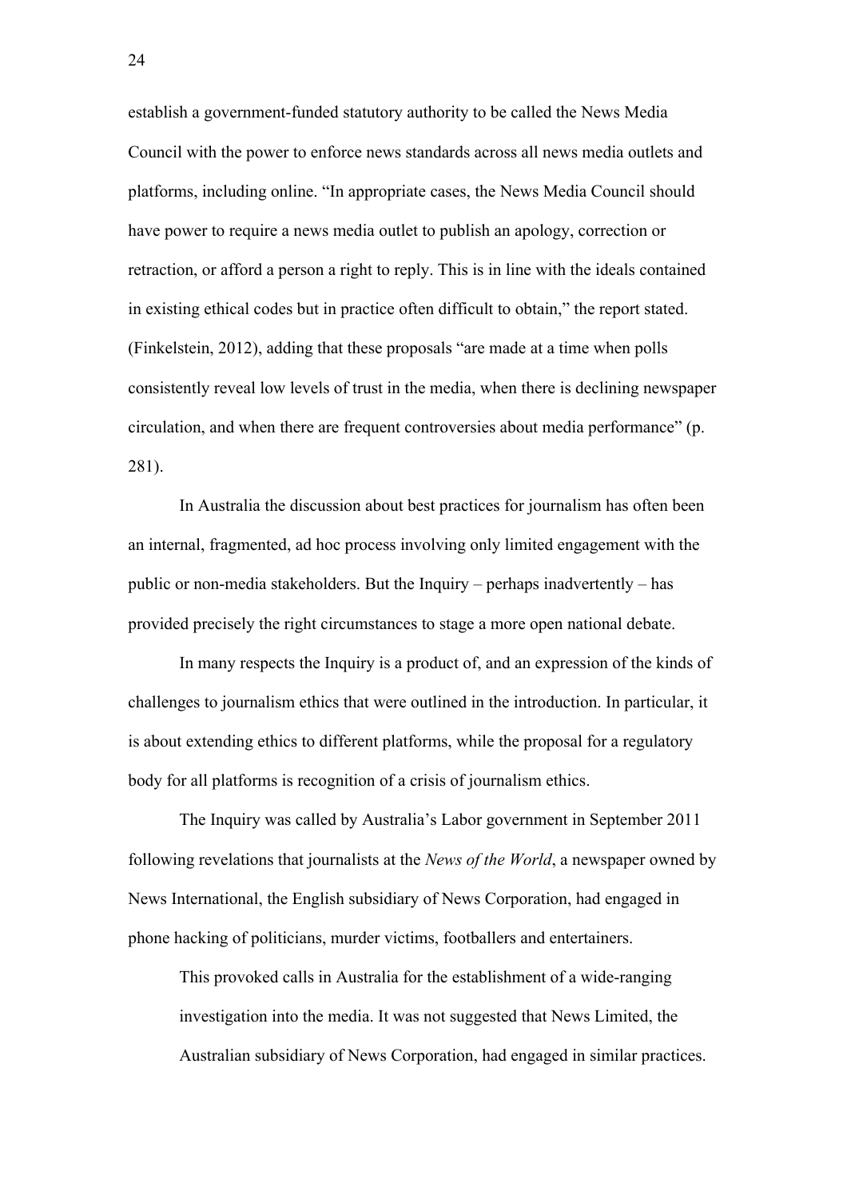establish a government-funded statutory authority to be called the News Media Council with the power to enforce news standards across all news media outlets and platforms, including online. "In appropriate cases, the News Media Council should have power to require a news media outlet to publish an apology, correction or retraction, or afford a person a right to reply. This is in line with the ideals contained in existing ethical codes but in practice often difficult to obtain," the report stated. (Finkelstein, 2012), adding that these proposals "are made at a time when polls consistently reveal low levels of trust in the media, when there is declining newspaper circulation, and when there are frequent controversies about media performance" (p. 281).

In Australia the discussion about best practices for journalism has often been an internal, fragmented, ad hoc process involving only limited engagement with the public or non-media stakeholders. But the Inquiry – perhaps inadvertently – has provided precisely the right circumstances to stage a more open national debate.

In many respects the Inquiry is a product of, and an expression of the kinds of challenges to journalism ethics that were outlined in the introduction. In particular, it is about extending ethics to different platforms, while the proposal for a regulatory body for all platforms is recognition of a crisis of journalism ethics.

The Inquiry was called by Australia's Labor government in September 2011 following revelations that journalists at the *News of the World*, a newspaper owned by News International, the English subsidiary of News Corporation, had engaged in phone hacking of politicians, murder victims, footballers and entertainers.

> This provoked calls in Australia for the establishment of a wide-ranging investigation into the media. It was not suggested that News Limited, the Australian subsidiary of News Corporation, had engaged in similar practices.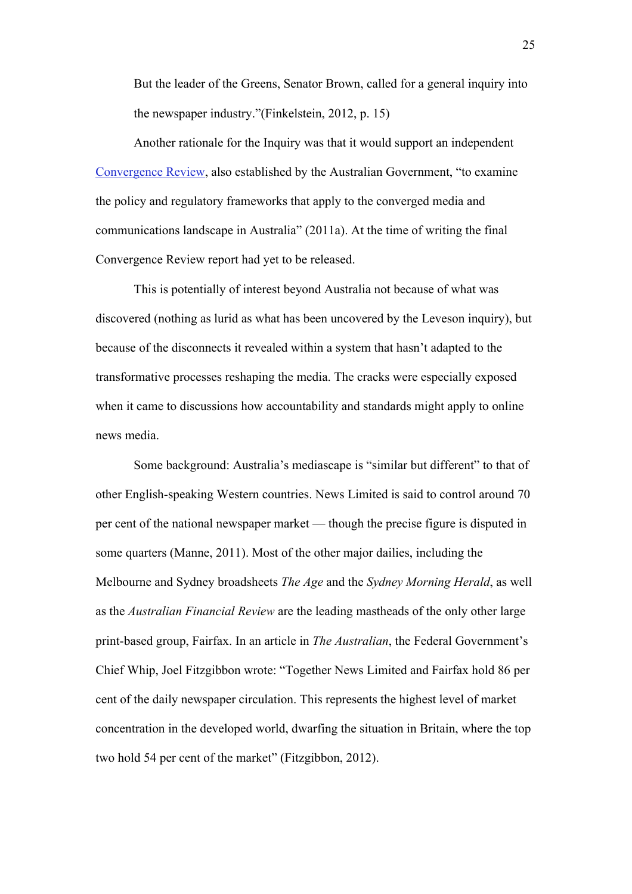But the leader of the Greens, Senator Brown, called for a general inquiry into the newspaper industry."(Finkelstein, 2012, p. 15)

Another rationale for the Inquiry was that it would support an independent Convergence Review, also established by the Australian Government, "to examine the policy and regulatory frameworks that apply to the converged media and communications landscape in Australia" (2011a). At the time of writing the final Convergence Review report had yet to be released.

This is potentially of interest beyond Australia not because of what was discovered (nothing as lurid as what has been uncovered by the Leveson inquiry), but because of the disconnects it revealed within a system that hasn't adapted to the transformative processes reshaping the media. The cracks were especially exposed when it came to discussions how accountability and standards might apply to online news media.

Some background: Australia's mediascape is "similar but different" to that of other English-speaking Western countries. News Limited is said to control around 70 per cent of the national newspaper market — though the precise figure is disputed in some quarters (Manne, 2011). Most of the other major dailies, including the Melbourne and Sydney broadsheets *The Age* and the *Sydney Morning Herald*, as well as the *Australian Financial Review* are the leading mastheads of the only other large print-based group, Fairfax. In an article in *The Australian*, the Federal Government's Chief Whip, Joel Fitzgibbon wrote: "Together News Limited and Fairfax hold 86 per cent of the daily newspaper circulation. This represents the highest level of market concentration in the developed world, dwarfing the situation in Britain, where the top two hold 54 per cent of the market" (Fitzgibbon, 2012).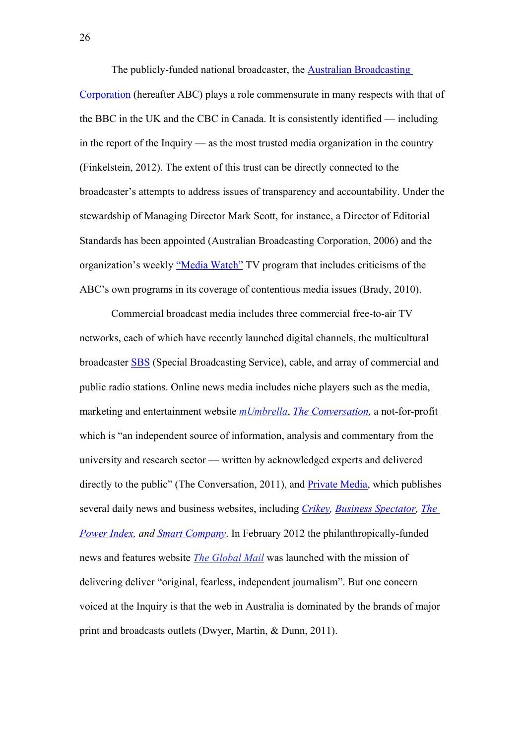The publicly-funded national broadcaster, the Australian Broadcasting Corporation (hereafter ABC) plays a role commensurate in many respects with that of the BBC in the UK and the CBC in Canada. It is consistently identified — including in the report of the Inquiry — as the most trusted media organization in the country (Finkelstein, 2012). The extent of this trust can be directly connected to the broadcaster's attempts to address issues of transparency and accountability. Under the stewardship of Managing Director Mark Scott, for instance, a Director of Editorial Standards has been appointed (Australian Broadcasting Corporation, 2006) and the organization's weekly "Media Watch" TV program that includes criticisms of the ABC's own programs in its coverage of contentious media issues (Brady, 2010).

Commercial broadcast media includes three commercial free-to-air TV networks, each of which have recently launched digital channels, the multicultural broadcaster SBS (Special Broadcasting Service), cable, and array of commercial and public radio stations. Online news media includes niche players such as the media, marketing and entertainment website *mUmbrella*, *The Conversation,* a not-for-profit which is "an independent source of information, analysis and commentary from the university and research sector — written by acknowledged experts and delivered directly to the public" (The Conversation, 2011), and Private Media, which publishes several daily news and business websites, including *Crikey*, *Business Spectator*, *The Power Index*, *and* *Smart Company*. In February 2012 the philanthropically-funded news and features website *The Global Mail* was launched with the mission of delivering deliver "original, fearless, independent journalism". But one concern voiced at the Inquiry is that the web in Australia is dominated by the brands of major print and broadcasts outlets (Dwyer, Martin, & Dunn, 2011).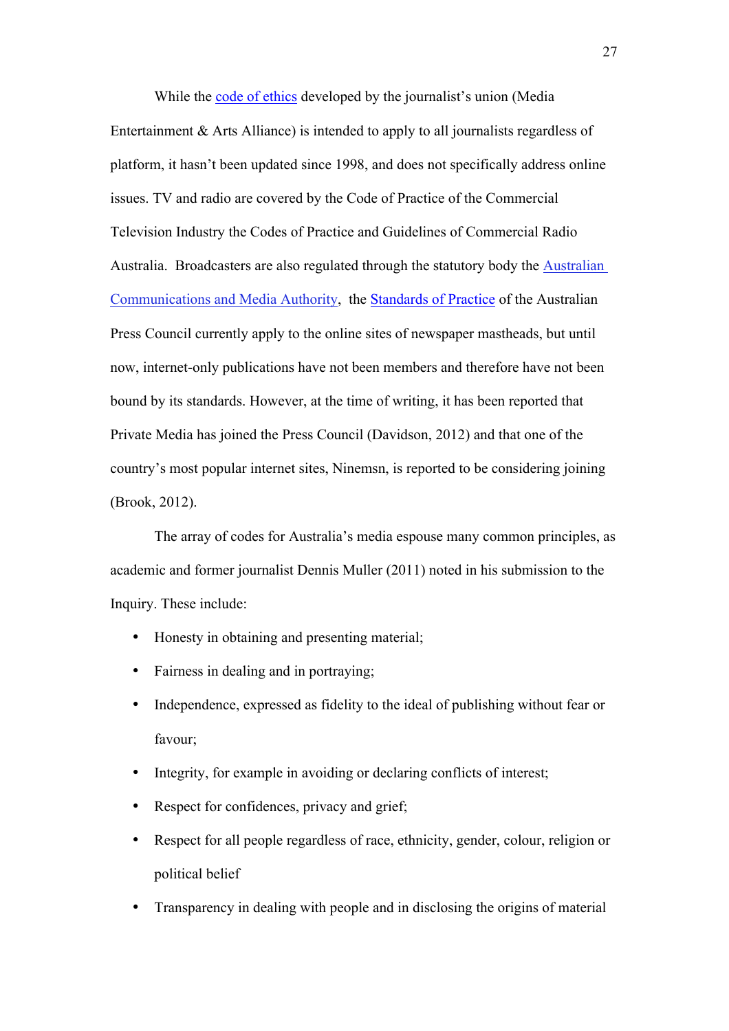While the code of ethics developed by the journalist's union (Media Entertainment & Arts Alliance) is intended to apply to all journalists regardless of platform, it hasn't been updated since 1998, and does not specifically address online issues. TV and radio are covered by the Code of Practice of the Commercial Television Industry the Codes of Practice and Guidelines of Commercial Radio Australia. Broadcasters are also regulated through the statutory body the Australian Communications and Media Authority, the Standards of Practice of the Australian Press Council currently apply to the online sites of newspaper mastheads, but until now, internet-only publications have not been members and therefore have not been bound by its standards. However, at the time of writing, it has been reported that Private Media has joined the Press Council (Davidson, 2012) and that one of the country's most popular internet sites, Ninemsn, is reported to be considering joining (Brook, 2012).

The array of codes for Australia's media espouse many common principles, as academic and former journalist Dennis Muller (2011) noted in his submission to the Inquiry. These include:

- Honesty in obtaining and presenting material;
- Fairness in dealing and in portraying;
- Independence, expressed as fidelity to the ideal of publishing without fear or favour;
- Integrity, for example in avoiding or declaring conflicts of interest;
- Respect for confidences, privacy and grief;
- Respect for all people regardless of race, ethnicity, gender, colour, religion or political belief
- Transparency in dealing with people and in disclosing the origins of material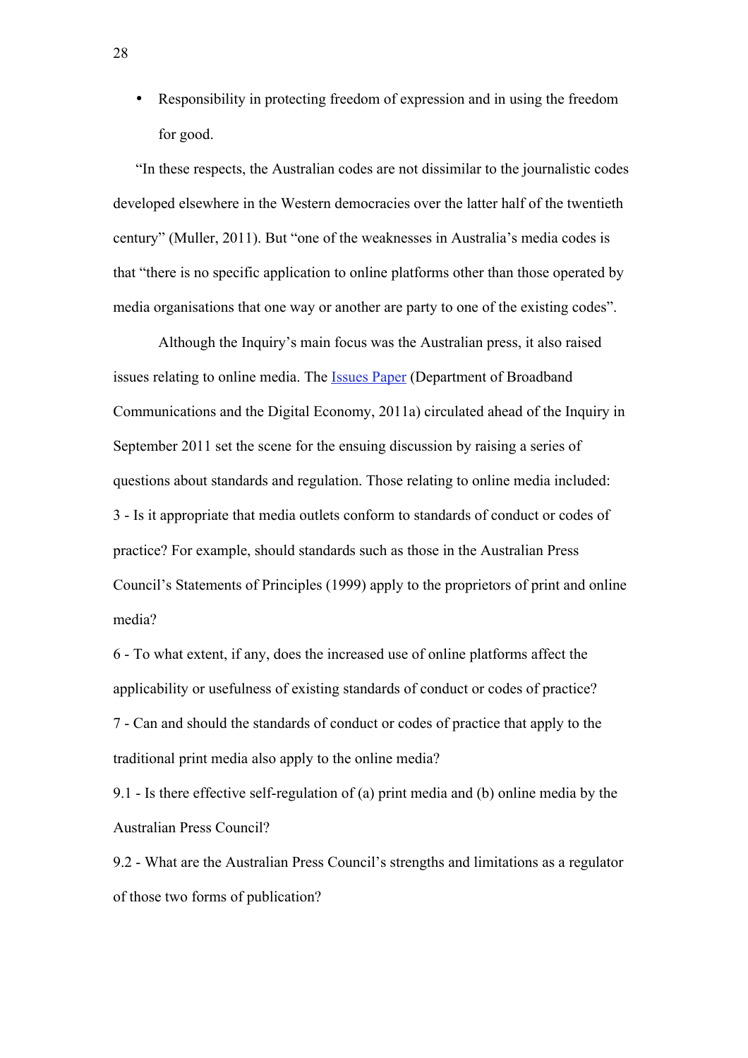- Responsibility in protecting freedom of expression and in using the freedom for good.

"In these respects, the Australian codes are not dissimilar to the journalistic codes developed elsewhere in the Western democracies over the latter half of the twentieth century" (Muller, 2011). But "one of the weaknesses in Australia's media codes is that "there is no specific application to online platforms other than those operated by media organisations that one way or another are party to one of the existing codes".

Although the Inquiry's main focus was the Australian press, it also raised issues relating to online media. The Issues Paper (Department of Broadband Communications and the Digital Economy, 2011a) circulated ahead of the Inquiry in September 2011 set the scene for the ensuing discussion by raising a series of questions about standards and regulation. Those relating to online media included:

3 - Is it appropriate that media outlets conform to standards of conduct or codes of practice? For example, should standards such as those in the Australian Press Council's Statements of Principles (1999) apply to the proprietors of print and online media?

6 - To what extent, if any, does the increased use of online platforms affect the applicability or usefulness of existing standards of conduct or codes of practice?

7 - Can and should the standards of conduct or codes of practice that apply to the traditional print media also apply to the online media?

9.1 - Is there effective self-regulation of (a) print media and (b) online media by the Australian Press Council?

9.2 - What are the Australian Press Council's strengths and limitations as a regulator of those two forms of publication?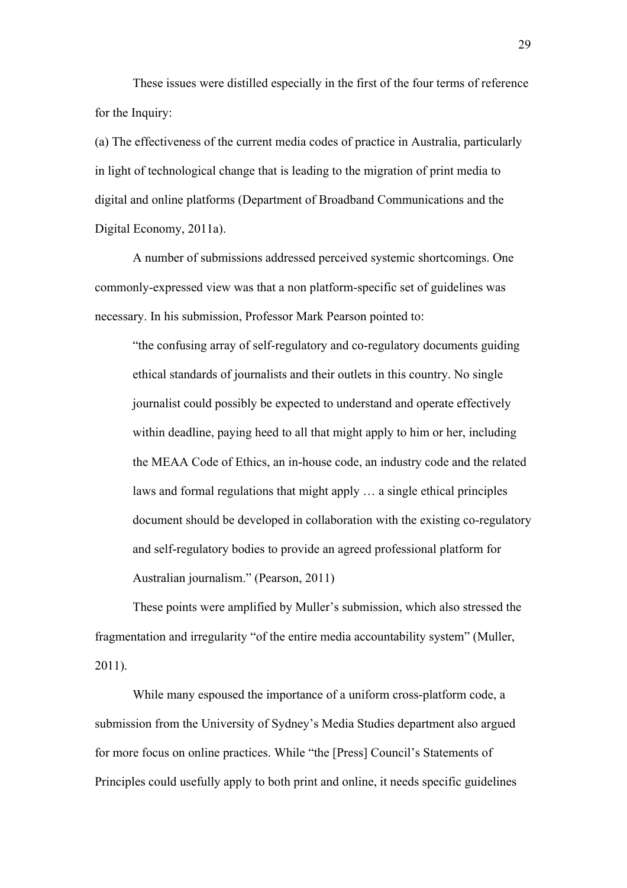These issues were distilled especially in the first of the four terms of reference for the Inquiry:

(a) The effectiveness of the current media codes of practice in Australia, particularly in light of technological change that is leading to the migration of print media to digital and online platforms (Department of Broadband Communications and the Digital Economy, 2011a).

A number of submissions addressed perceived systemic shortcomings. One commonly-expressed view was that a non platform-specific set of guidelines was necessary. In his submission, Professor Mark Pearson pointed to:

> "the confusing array of self-regulatory and co-regulatory documents guiding ethical standards of journalists and their outlets in this country. No single journalist could possibly be expected to understand and operate effectively within deadline, paying heed to all that might apply to him or her, including the MEAA Code of Ethics, an in-house code, an industry code and the related laws and formal regulations that might apply … a single ethical principles document should be developed in collaboration with the existing co-regulatory and self-regulatory bodies to provide an agreed professional platform for Australian journalism." (Pearson, 2011)

These points were amplified by Muller's submission, which also stressed the fragmentation and irregularity "of the entire media accountability system" (Muller, 2011).

While many espoused the importance of a uniform cross-platform code, a submission from the University of Sydney's Media Studies department also argued for more focus on online practices. While "the [Press] Council's Statements of Principles could usefully apply to both print and online, it needs specific guidelines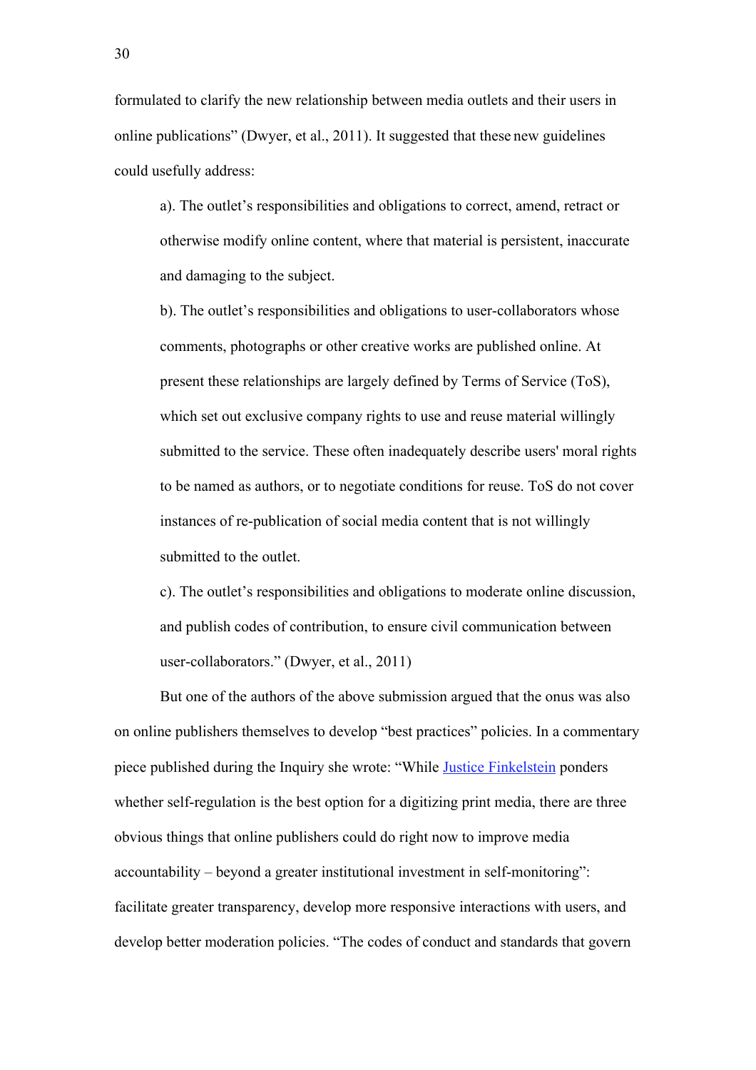formulated to clarify the new relationship between media outlets and their users in online publications" (Dwyer, et al., 2011). It suggested that these new guidelines could usefully address:

> a). The outlet's responsibilities and obligations to correct, amend, retract or otherwise modify online content, where that material is persistent, inaccurate and damaging to the subject.
>
> b). The outlet's responsibilities and obligations to user-collaborators whose comments, photographs or other creative works are published online. At present these relationships are largely defined by Terms of Service (ToS), which set out exclusive company rights to use and reuse material willingly submitted to the service. These often inadequately describe users' moral rights to be named as authors, or to negotiate conditions for reuse. ToS do not cover instances of re-publication of social media content that is not willingly submitted to the outlet.
>
> c). The outlet's responsibilities and obligations to moderate online discussion, and publish codes of contribution, to ensure civil communication between user-collaborators." (Dwyer, et al., 2011)

But one of the authors of the above submission argued that the onus was also on online publishers themselves to develop "best practices" policies. In a commentary piece published during the Inquiry she wrote: "While Justice Finkelstein ponders whether self-regulation is the best option for a digitizing print media, there are three obvious things that online publishers could do right now to improve media accountability – beyond a greater institutional investment in self-monitoring": facilitate greater transparency, develop more responsive interactions with users, and develop better moderation policies. "The codes of conduct and standards that govern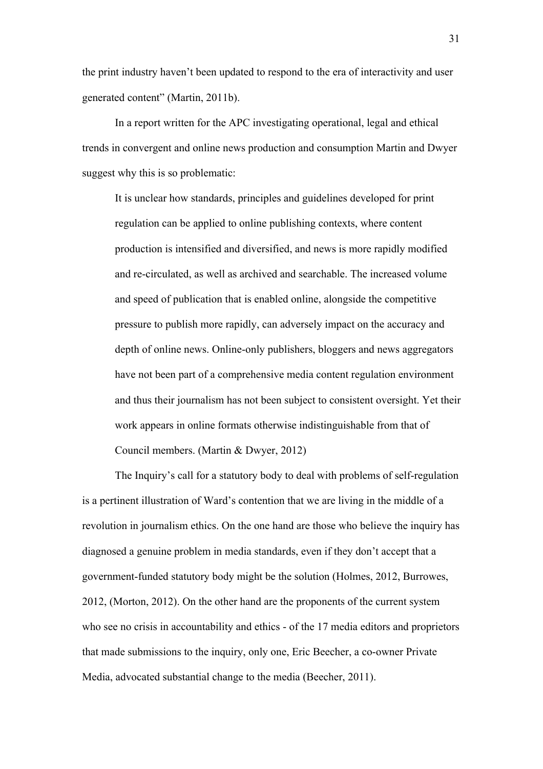the print industry haven't been updated to respond to the era of interactivity and user generated content" (Martin, 2011b).

In a report written for the APC investigating operational, legal and ethical trends in convergent and online news production and consumption Martin and Dwyer suggest why this is so problematic:

> It is unclear how standards, principles and guidelines developed for print regulation can be applied to online publishing contexts, where content production is intensified and diversified, and news is more rapidly modified and re-circulated, as well as archived and searchable. The increased volume and speed of publication that is enabled online, alongside the competitive pressure to publish more rapidly, can adversely impact on the accuracy and depth of online news. Online-only publishers, bloggers and news aggregators have not been part of a comprehensive media content regulation environment and thus their journalism has not been subject to consistent oversight. Yet their work appears in online formats otherwise indistinguishable from that of Council members. (Martin & Dwyer, 2012)

The Inquiry's call for a statutory body to deal with problems of self-regulation is a pertinent illustration of Ward's contention that we are living in the middle of a revolution in journalism ethics. On the one hand are those who believe the inquiry has diagnosed a genuine problem in media standards, even if they don't accept that a government-funded statutory body might be the solution (Holmes, 2012, Burrowes, 2012, (Morton, 2012). On the other hand are the proponents of the current system who see no crisis in accountability and ethics - of the 17 media editors and proprietors that made submissions to the inquiry, only one, Eric Beecher, a co-owner Private Media, advocated substantial change to the media (Beecher, 2011).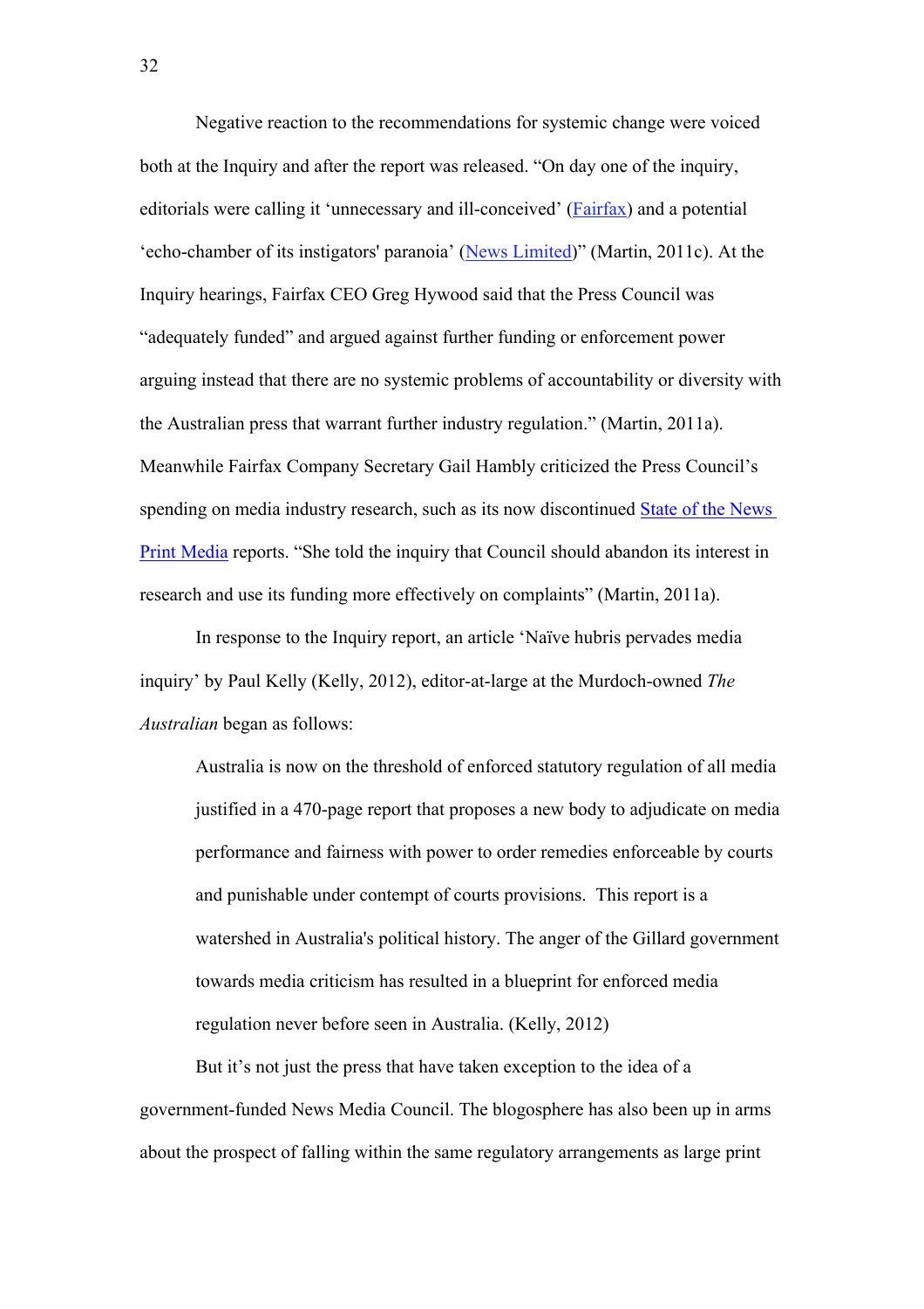Negative reaction to the recommendations for systemic change were voiced both at the Inquiry and after the report was released. "On day one of the inquiry, editorials were calling it 'unnecessary and ill-conceived' (Fairfax) and a potential 'echo-chamber of its instigators' paranoia' (News Limited)" (Martin, 2011c). At the Inquiry hearings, Fairfax CEO Greg Hywood said that the Press Council was "adequately funded" and argued against further funding or enforcement power arguing instead that there are no systemic problems of accountability or diversity with the Australian press that warrant further industry regulation." (Martin, 2011a). Meanwhile Fairfax Company Secretary Gail Hambly criticized the Press Council's spending on media industry research, such as its now discontinued State of the News Print Media reports. "She told the inquiry that Council should abandon its interest in research and use its funding more effectively on complaints" (Martin, 2011a).

In response to the Inquiry report, an article 'Naïve hubris pervades media inquiry' by Paul Kelly (Kelly, 2012), editor-at-large at the Murdoch-owned *The Australian* began as follows:

> Australia is now on the threshold of enforced statutory regulation of all media justified in a 470-page report that proposes a new body to adjudicate on media performance and fairness with power to order remedies enforceable by courts and punishable under contempt of courts provisions. This report is a watershed in Australia's political history. The anger of the Gillard government towards media criticism has resulted in a blueprint for enforced media regulation never before seen in Australia. (Kelly, 2012)

But it's not just the press that have taken exception to the idea of a government-funded News Media Council. The blogosphere has also been up in arms about the prospect of falling within the same regulatory arrangements as large print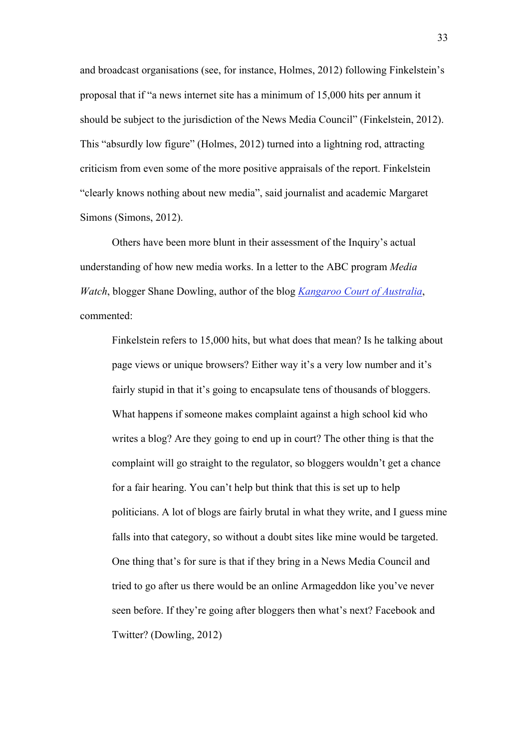and broadcast organisations (see, for instance, Holmes, 2012) following Finkelstein's proposal that if "a news internet site has a minimum of 15,000 hits per annum it should be subject to the jurisdiction of the News Media Council" (Finkelstein, 2012). This "absurdly low figure" (Holmes, 2012) turned into a lightning rod, attracting criticism from even some of the more positive appraisals of the report. Finkelstein "clearly knows nothing about new media", said journalist and academic Margaret Simons (Simons, 2012).

Others have been more blunt in their assessment of the Inquiry's actual understanding of how new media works. In a letter to the ABC program *Media Watch*, blogger Shane Dowling, author of the blog *Kangaroo Court of Australia*, commented:

> Finkelstein refers to 15,000 hits, but what does that mean? Is he talking about page views or unique browsers? Either way it's a very low number and it's fairly stupid in that it's going to encapsulate tens of thousands of bloggers. What happens if someone makes complaint against a high school kid who writes a blog? Are they going to end up in court? The other thing is that the complaint will go straight to the regulator, so bloggers wouldn't get a chance for a fair hearing. You can't help but think that this is set up to help politicians. A lot of blogs are fairly brutal in what they write, and I guess mine falls into that category, so without a doubt sites like mine would be targeted. One thing that's for sure is that if they bring in a News Media Council and tried to go after us there would be an online Armageddon like you've never seen before. If they're going after bloggers then what's next? Facebook and Twitter? (Dowling, 2012)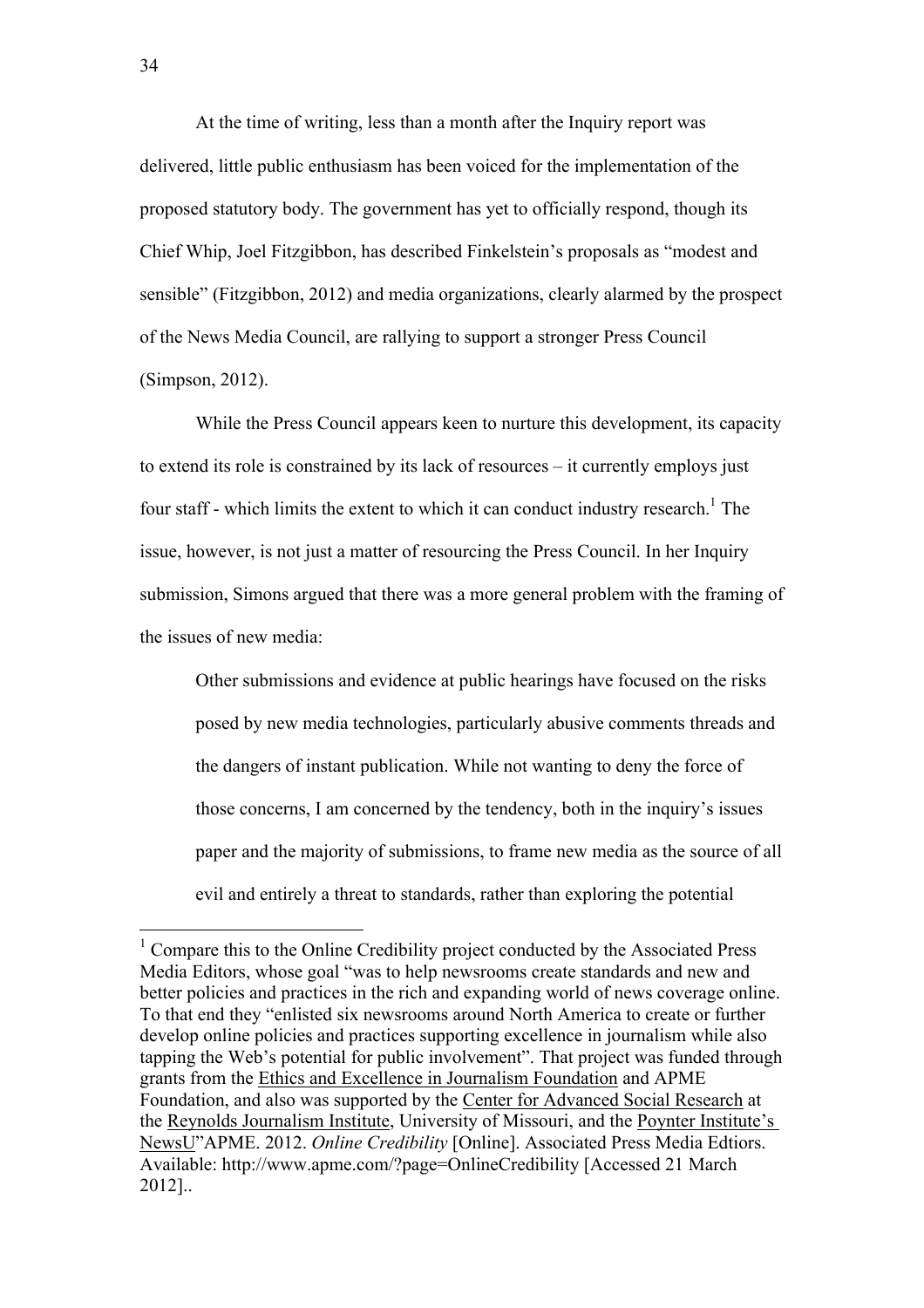At the time of writing, less than a month after the Inquiry report was delivered, little public enthusiasm has been voiced for the implementation of the proposed statutory body. The government has yet to officially respond, though its Chief Whip, Joel Fitzgibbon, has described Finkelstein's proposals as "modest and sensible" (Fitzgibbon, 2012) and media organizations, clearly alarmed by the prospect of the News Media Council, are rallying to support a stronger Press Council (Simpson, 2012).

While the Press Council appears keen to nurture this development, its capacity to extend its role is constrained by its lack of resources – it currently employs just four staff - which limits the extent to which it can conduct industry research.[1] The issue, however, is not just a matter of resourcing the Press Council. In her Inquiry submission, Simons argued that there was a more general problem with the framing of the issues of new media:

> Other submissions and evidence at public hearings have focused on the risks posed by new media technologies, particularly abusive comments threads and the dangers of instant publication. While not wanting to deny the force of those concerns, I am concerned by the tendency, both in the inquiry's issues paper and the majority of submissions, to frame new media as the source of all evil and entirely a threat to standards, rather than exploring the potential

---

[1] Compare this to the Online Credibility project conducted by the Associated Press Media Editors, whose goal "was to help newsrooms create standards and new and better policies and practices in the rich and expanding world of news coverage online. To that end they "enlisted six newsrooms around North America to create or further develop online policies and practices supporting excellence in journalism while also tapping the Web's potential for public involvement". That project was funded through grants from the Ethics and Excellence in Journalism Foundation and APME Foundation, and also was supported by the Center for Advanced Social Research at the Reynolds Journalism Institute, University of Missouri, and the Poynter Institute's NewsU"APME. 2012. *Online Credibility* [Online]. Associated Press Media Edtiors. Available: http://www.apme.com/?page=OnlineCredibility [Accessed 21 March 2012]..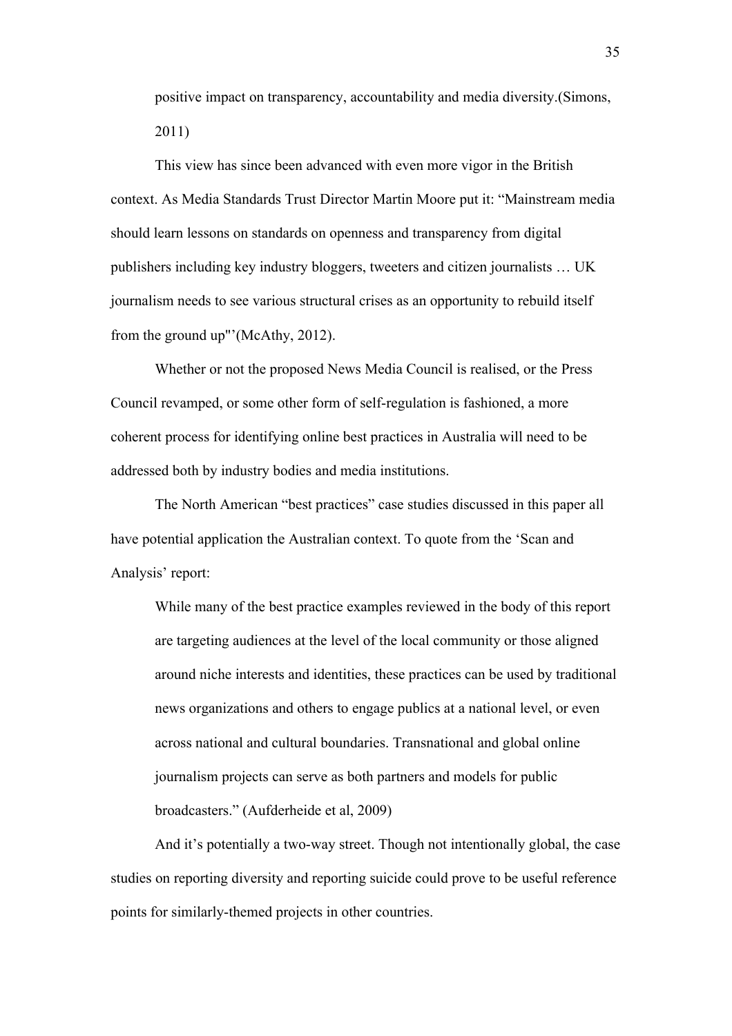> positive impact on transparency, accountability and media diversity.(Simons, 2011)

This view has since been advanced with even more vigor in the British context. As Media Standards Trust Director Martin Moore put it: "Mainstream media should learn lessons on standards on openness and transparency from digital publishers including key industry bloggers, tweeters and citizen journalists … UK journalism needs to see various structural crises as an opportunity to rebuild itself from the ground up"'(McAthy, 2012).

Whether or not the proposed News Media Council is realised, or the Press Council revamped, or some other form of self-regulation is fashioned, a more coherent process for identifying online best practices in Australia will need to be addressed both by industry bodies and media institutions.

The North American "best practices" case studies discussed in this paper all have potential application the Australian context. To quote from the 'Scan and Analysis' report:

> While many of the best practice examples reviewed in the body of this report are targeting audiences at the level of the local community or those aligned around niche interests and identities, these practices can be used by traditional news organizations and others to engage publics at a national level, or even across national and cultural boundaries. Transnational and global online journalism projects can serve as both partners and models for public broadcasters." (Aufderheide et al, 2009)

And it's potentially a two-way street. Though not intentionally global, the case studies on reporting diversity and reporting suicide could prove to be useful reference points for similarly-themed projects in other countries.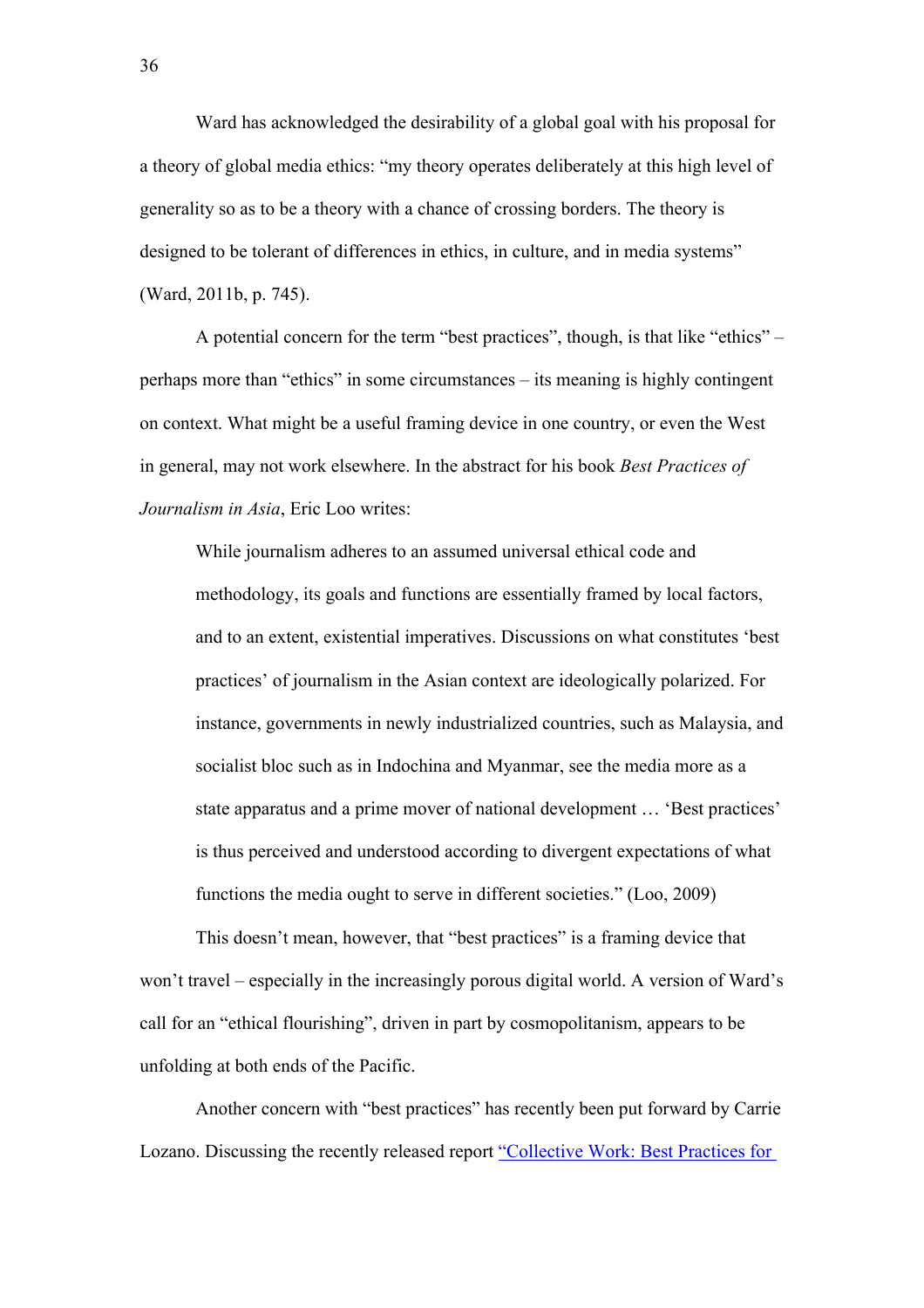Ward has acknowledged the desirability of a global goal with his proposal for a theory of global media ethics: "my theory operates deliberately at this high level of generality so as to be a theory with a chance of crossing borders. The theory is designed to be tolerant of differences in ethics, in culture, and in media systems" (Ward, 2011b, p. 745).

A potential concern for the term "best practices", though, is that like "ethics" – perhaps more than "ethics" in some circumstances – its meaning is highly contingent on context. What might be a useful framing device in one country, or even the West in general, may not work elsewhere. In the abstract for his book *Best Practices of Journalism in Asia*, Eric Loo writes:

> While journalism adheres to an assumed universal ethical code and methodology, its goals and functions are essentially framed by local factors, and to an extent, existential imperatives. Discussions on what constitutes 'best practices' of journalism in the Asian context are ideologically polarized. For instance, governments in newly industrialized countries, such as Malaysia, and socialist bloc such as in Indochina and Myanmar, see the media more as a state apparatus and a prime mover of national development … 'Best practices' is thus perceived and understood according to divergent expectations of what functions the media ought to serve in different societies." (Loo, 2009)

This doesn't mean, however, that "best practices" is a framing device that won't travel – especially in the increasingly porous digital world. A version of Ward's call for an "ethical flourishing", driven in part by cosmopolitanism, appears to be unfolding at both ends of the Pacific.

Another concern with "best practices" has recently been put forward by Carrie Lozano. Discussing the recently released report "Collective Work: Best Practices for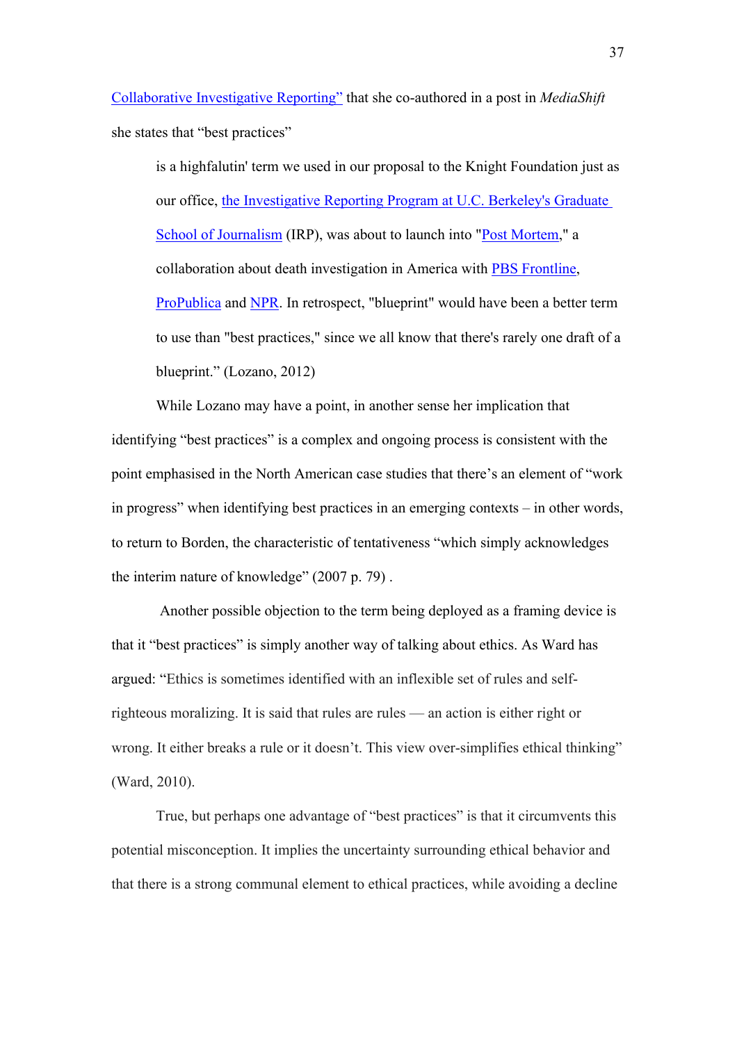Collaborative Investigative Reporting" that she co-authored in a post in *MediaShift* she states that "best practices"

> is a highfalutin' term we used in our proposal to the Knight Foundation just as our office, the Investigative Reporting Program at U.C. Berkeley's Graduate School of Journalism (IRP), was about to launch into "Post Mortem," a collaboration about death investigation in America with PBS Frontline, ProPublica and NPR. In retrospect, "blueprint" would have been a better term to use than "best practices," since we all know that there's rarely one draft of a blueprint." (Lozano, 2012)

While Lozano may have a point, in another sense her implication that identifying "best practices" is a complex and ongoing process is consistent with the point emphasised in the North American case studies that there's an element of "work in progress" when identifying best practices in an emerging contexts – in other words, to return to Borden, the characteristic of tentativeness "which simply acknowledges the interim nature of knowledge" (2007 p. 79) .

Another possible objection to the term being deployed as a framing device is that it "best practices" is simply another way of talking about ethics. As Ward has argued: "Ethics is sometimes identified with an inflexible set of rules and self-righteous moralizing. It is said that rules are rules — an action is either right or wrong. It either breaks a rule or it doesn't. This view over-simplifies ethical thinking" (Ward, 2010).

True, but perhaps one advantage of "best practices" is that it circumvents this potential misconception. It implies the uncertainty surrounding ethical behavior and that there is a strong communal element to ethical practices, while avoiding a decline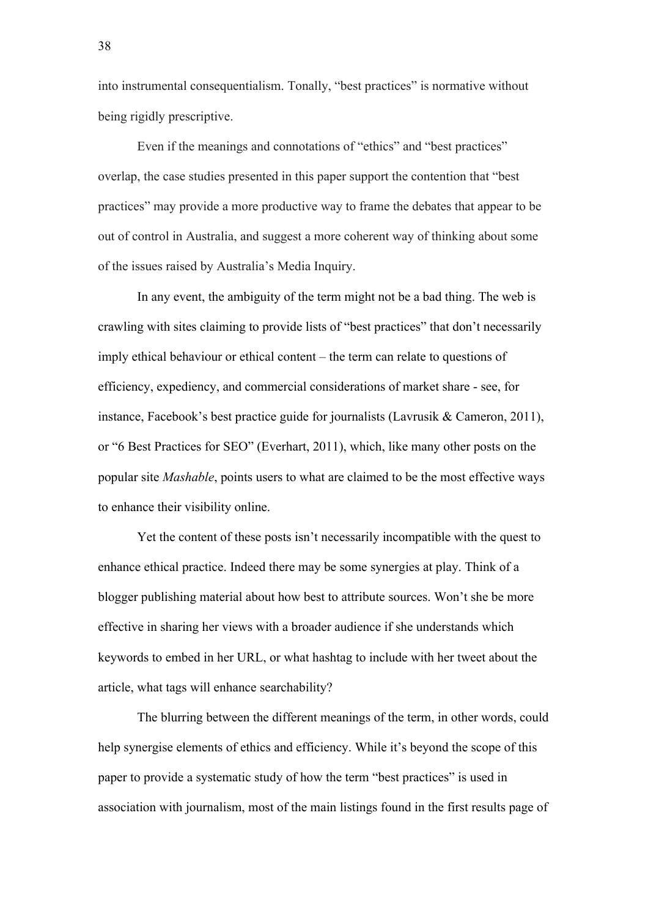into instrumental consequentialism. Tonally, "best practices" is normative without being rigidly prescriptive.

Even if the meanings and connotations of "ethics" and "best practices" overlap, the case studies presented in this paper support the contention that "best practices" may provide a more productive way to frame the debates that appear to be out of control in Australia, and suggest a more coherent way of thinking about some of the issues raised by Australia's Media Inquiry.

In any event, the ambiguity of the term might not be a bad thing. The web is crawling with sites claiming to provide lists of "best practices" that don't necessarily imply ethical behaviour or ethical content – the term can relate to questions of efficiency, expediency, and commercial considerations of market share - see, for instance, Facebook's best practice guide for journalists (Lavrusik & Cameron, 2011), or "6 Best Practices for SEO" (Everhart, 2011), which, like many other posts on the popular site *Mashable*, points users to what are claimed to be the most effective ways to enhance their visibility online.

Yet the content of these posts isn't necessarily incompatible with the quest to enhance ethical practice. Indeed there may be some synergies at play. Think of a blogger publishing material about how best to attribute sources. Won't she be more effective in sharing her views with a broader audience if she understands which keywords to embed in her URL, or what hashtag to include with her tweet about the article, what tags will enhance searchability?

The blurring between the different meanings of the term, in other words, could help synergise elements of ethics and efficiency. While it's beyond the scope of this paper to provide a systematic study of how the term "best practices" is used in association with journalism, most of the main listings found in the first results page of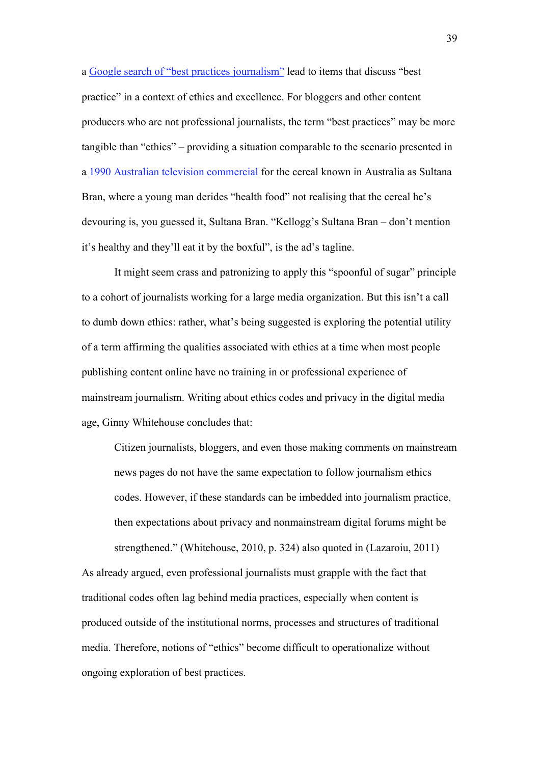a Google search of "best practices journalism" lead to items that discuss "best practice" in a context of ethics and excellence. For bloggers and other content producers who are not professional journalists, the term "best practices" may be more tangible than "ethics" – providing a situation comparable to the scenario presented in a 1990 Australian television commercial for the cereal known in Australia as Sultana Bran, where a young man derides "health food" not realising that the cereal he's devouring is, you guessed it, Sultana Bran. "Kellogg's Sultana Bran – don't mention it's healthy and they'll eat it by the boxful", is the ad's tagline.

It might seem crass and patronizing to apply this "spoonful of sugar" principle to a cohort of journalists working for a large media organization. But this isn't a call to dumb down ethics: rather, what's being suggested is exploring the potential utility of a term affirming the qualities associated with ethics at a time when most people publishing content online have no training in or professional experience of mainstream journalism. Writing about ethics codes and privacy in the digital media age, Ginny Whitehouse concludes that:

> Citizen journalists, bloggers, and even those making comments on mainstream news pages do not have the same expectation to follow journalism ethics codes. However, if these standards can be imbedded into journalism practice, then expectations about privacy and nonmainstream digital forums might be strengthened." (Whitehouse, 2010, p. 324) also quoted in (Lazaroiu, 2011)

As already argued, even professional journalists must grapple with the fact that traditional codes often lag behind media practices, especially when content is produced outside of the institutional norms, processes and structures of traditional media. Therefore, notions of "ethics" become difficult to operationalize without ongoing exploration of best practices.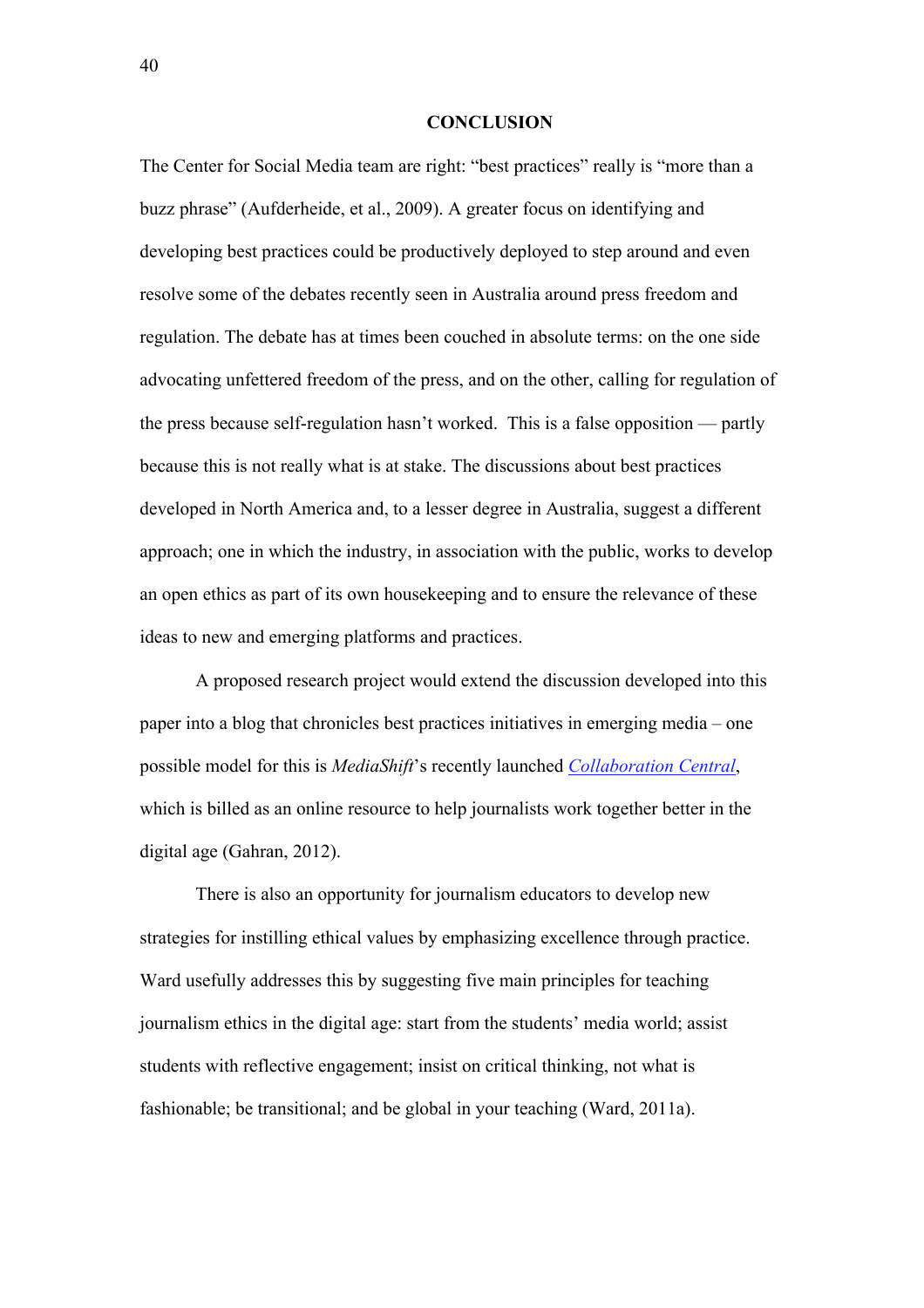## CONCLUSION

The Center for Social Media team are right: "best practices" really is "more than a buzz phrase" (Aufderheide, et al., 2009). A greater focus on identifying and developing best practices could be productively deployed to step around and even resolve some of the debates recently seen in Australia around press freedom and regulation. The debate has at times been couched in absolute terms: on the one side advocating unfettered freedom of the press, and on the other, calling for regulation of the press because self-regulation hasn't worked.  This is a false opposition — partly because this is not really what is at stake. The discussions about best practices developed in North America and, to a lesser degree in Australia, suggest a different approach; one in which the industry, in association with the public, works to develop an open ethics as part of its own housekeeping and to ensure the relevance of these ideas to new and emerging platforms and practices.

A proposed research project would extend the discussion developed into this paper into a blog that chronicles best practices initiatives in emerging media – one possible model for this is *MediaShift*'s recently launched *Collaboration Central*, which is billed as an online resource to help journalists work together better in the digital age (Gahran, 2012).

There is also an opportunity for journalism educators to develop new strategies for instilling ethical values by emphasizing excellence through practice. Ward usefully addresses this by suggesting five main principles for teaching journalism ethics in the digital age: start from the students' media world; assist students with reflective engagement; insist on critical thinking, not what is fashionable; be transitional; and be global in your teaching (Ward, 2011a).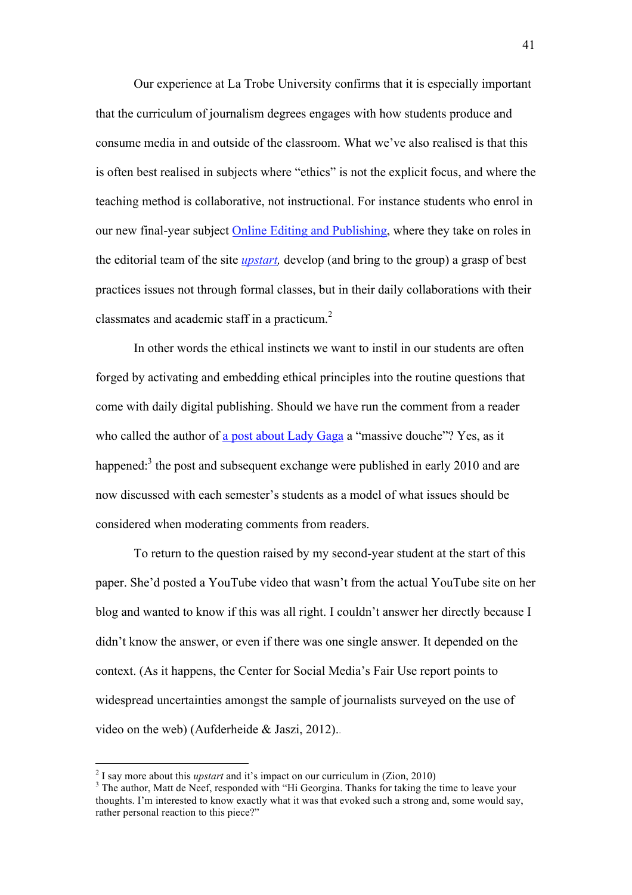Our experience at La Trobe University confirms that it is especially important that the curriculum of journalism degrees engages with how students produce and consume media in and outside of the classroom. What we've also realised is that this is often best realised in subjects where "ethics" is not the explicit focus, and where the teaching method is collaborative, not instructional. For instance students who enrol in our new final-year subject Online Editing and Publishing, where they take on roles in the editorial team of the site *upstart,* develop (and bring to the group) a grasp of best practices issues not through formal classes, but in their daily collaborations with their classmates and academic staff in a practicum.[2]

In other words the ethical instincts we want to instil in our students are often forged by activating and embedding ethical principles into the routine questions that come with daily digital publishing. Should we have run the comment from a reader who called the author of a post about Lady Gaga a "massive douche"? Yes, as it happened:[3] the post and subsequent exchange were published in early 2010 and are now discussed with each semester's students as a model of what issues should be considered when moderating comments from readers.

To return to the question raised by my second-year student at the start of this paper. She'd posted a YouTube video that wasn't from the actual YouTube site on her blog and wanted to know if this was all right. I couldn't answer her directly because I didn't know the answer, or even if there was one single answer. It depended on the context. (As it happens, the Center for Social Media's Fair Use report points to widespread uncertainties amongst the sample of journalists surveyed on the use of video on the web) (Aufderheide & Jaszi, 2012)..

[2] I say more about this *upstart* and it's impact on our curriculum in (Zion, 2010)

[3] The author, Matt de Neef, responded with "Hi Georgina. Thanks for taking the time to leave your thoughts. I'm interested to know exactly what it was that evoked such a strong and, some would say, rather personal reaction to this piece?"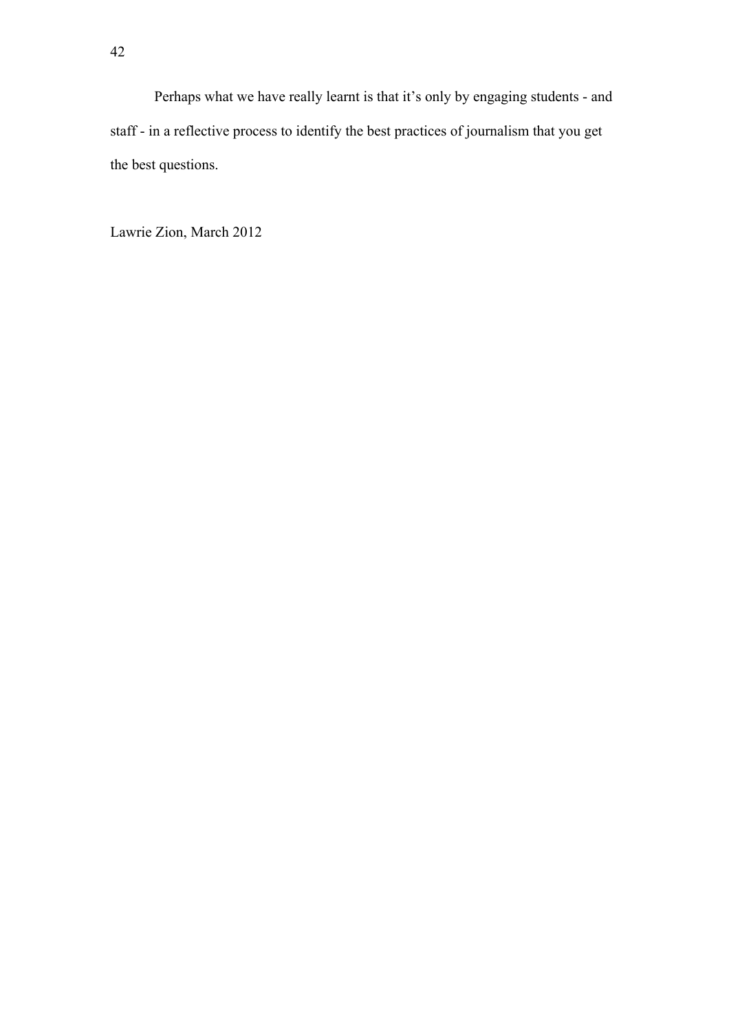Perhaps what we have really learnt is that it's only by engaging students - and staff - in a reflective process to identify the best practices of journalism that you get the best questions.

Lawrie Zion, March 2012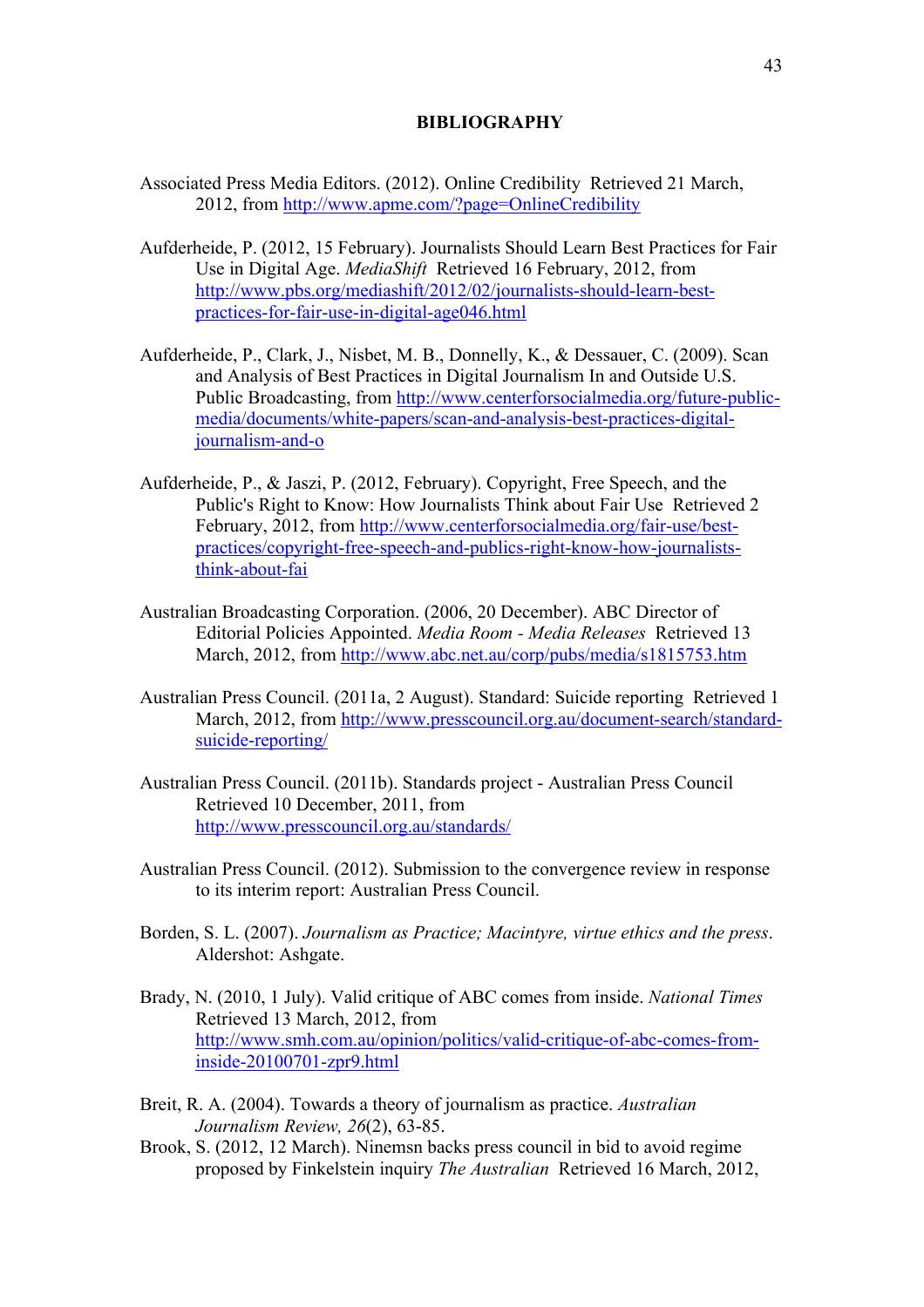# BIBLIOGRAPHY

Associated Press Media Editors. (2012). Online Credibility  Retrieved 21 March, 2012, from http://www.apme.com/?page=OnlineCredibility

Aufderheide, P. (2012, 15 February). Journalists Should Learn Best Practices for Fair Use in Digital Age. *MediaShift*  Retrieved 16 February, 2012, from http://www.pbs.org/mediashift/2012/02/journalists-should-learn-best-practices-for-fair-use-in-digital-age046.html

Aufderheide, P., Clark, J., Nisbet, M. B., Donnelly, K., & Dessauer, C. (2009). Scan and Analysis of Best Practices in Digital Journalism In and Outside U.S. Public Broadcasting, from http://www.centerforsocialmedia.org/future-public-media/documents/white-papers/scan-and-analysis-best-practices-digital-journalism-and-o

Aufderheide, P., & Jaszi, P. (2012, February). Copyright, Free Speech, and the Public's Right to Know: How Journalists Think about Fair Use  Retrieved 2 February, 2012, from http://www.centerforsocialmedia.org/fair-use/best-practices/copyright-free-speech-and-publics-right-know-how-journalists-think-about-fai

Australian Broadcasting Corporation. (2006, 20 December). ABC Director of Editorial Policies Appointed. *Media Room - Media Releases*  Retrieved 13 March, 2012, from http://www.abc.net.au/corp/pubs/media/s1815753.htm

Australian Press Council. (2011a, 2 August). Standard: Suicide reporting  Retrieved 1 March, 2012, from http://www.presscouncil.org.au/document-search/standard-suicide-reporting/

Australian Press Council. (2011b). Standards project - Australian Press Council  Retrieved 10 December, 2011, from http://www.presscouncil.org.au/standards/

Australian Press Council. (2012). Submission to the convergence review in response to its interim report: Australian Press Council.

Borden, S. L. (2007). *Journalism as Practice; Macintyre, virtue ethics and the press*. Aldershot: Ashgate.

Brady, N. (2010, 1 July). Valid critique of ABC comes from inside. *National Times*  Retrieved 13 March, 2012, from http://www.smh.com.au/opinion/politics/valid-critique-of-abc-comes-from-inside-20100701-zpr9.html

Breit, R. A. (2004). Towards a theory of journalism as practice. *Australian Journalism Review, 26*(2), 63-85.

Brook, S. (2012, 12 March). Ninemsn backs press council in bid to avoid regime proposed by Finkelstein inquiry *The Australian*  Retrieved 16 March, 2012,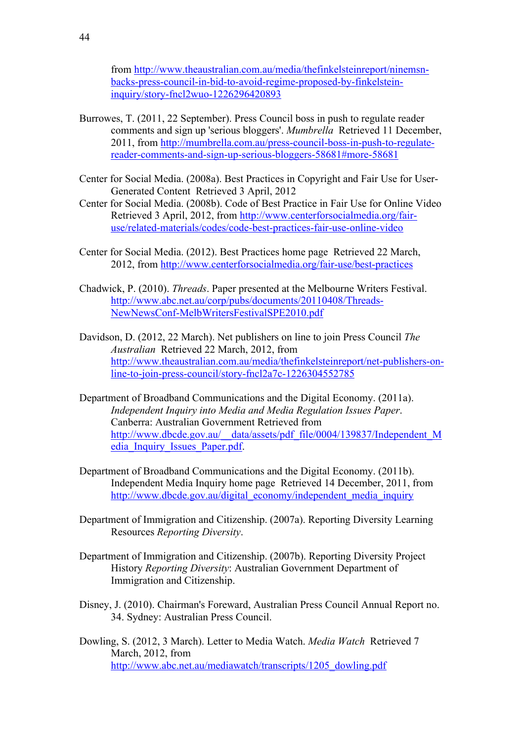from http://www.theaustralian.com.au/media/thefinkelsteinreport/ninemsn-backs-press-council-in-bid-to-avoid-regime-proposed-by-finkelstein-inquiry/story-fncl2wuo-1226296420893

Burrowes, T. (2011, 22 September). Press Council boss in push to regulate reader comments and sign up 'serious bloggers'. *Mumbrella* Retrieved 11 December, 2011, from http://mumbrella.com.au/press-council-boss-in-push-to-regulate-reader-comments-and-sign-up-serious-bloggers-58681#more-58681

Center for Social Media. (2008a). Best Practices in Copyright and Fair Use for User-Generated Content Retrieved 3 April, 2012

Center for Social Media. (2008b). Code of Best Practice in Fair Use for Online Video Retrieved 3 April, 2012, from http://www.centerforsocialmedia.org/fair-use/related-materials/codes/code-best-practices-fair-use-online-video

Center for Social Media. (2012). Best Practices home page Retrieved 22 March, 2012, from http://www.centerforsocialmedia.org/fair-use/best-practices

Chadwick, P. (2010). *Threads*. Paper presented at the Melbourne Writers Festival. http://www.abc.net.au/corp/pubs/documents/20110408/Threads-NewNewsConf-MelbWritersFestivalSPE2010.pdf

Davidson, D. (2012, 22 March). Net publishers on line to join Press Council *The Australian* Retrieved 22 March, 2012, from http://www.theaustralian.com.au/media/thefinkelsteinreport/net-publishers-on-line-to-join-press-council/story-fncl2a7c-1226304552785

Department of Broadband Communications and the Digital Economy. (2011a). *Independent Inquiry into Media and Media Regulation Issues Paper*. Canberra: Australian Government Retrieved from http://www.dbcde.gov.au/__data/assets/pdf_file/0004/139837/Independent_Media_Inquiry_Issues_Paper.pdf.

Department of Broadband Communications and the Digital Economy. (2011b). Independent Media Inquiry home page Retrieved 14 December, 2011, from http://www.dbcde.gov.au/digital_economy/independent_media_inquiry

Department of Immigration and Citizenship. (2007a). Reporting Diversity Learning Resources *Reporting Diversity*.

Department of Immigration and Citizenship. (2007b). Reporting Diversity Project History *Reporting Diversity*: Australian Government Department of Immigration and Citizenship.

Disney, J. (2010). Chairman's Foreward, Australian Press Council Annual Report no. 34. Sydney: Australian Press Council.

Dowling, S. (2012, 3 March). Letter to Media Watch. *Media Watch* Retrieved 7 March, 2012, from http://www.abc.net.au/mediawatch/transcripts/1205_dowling.pdf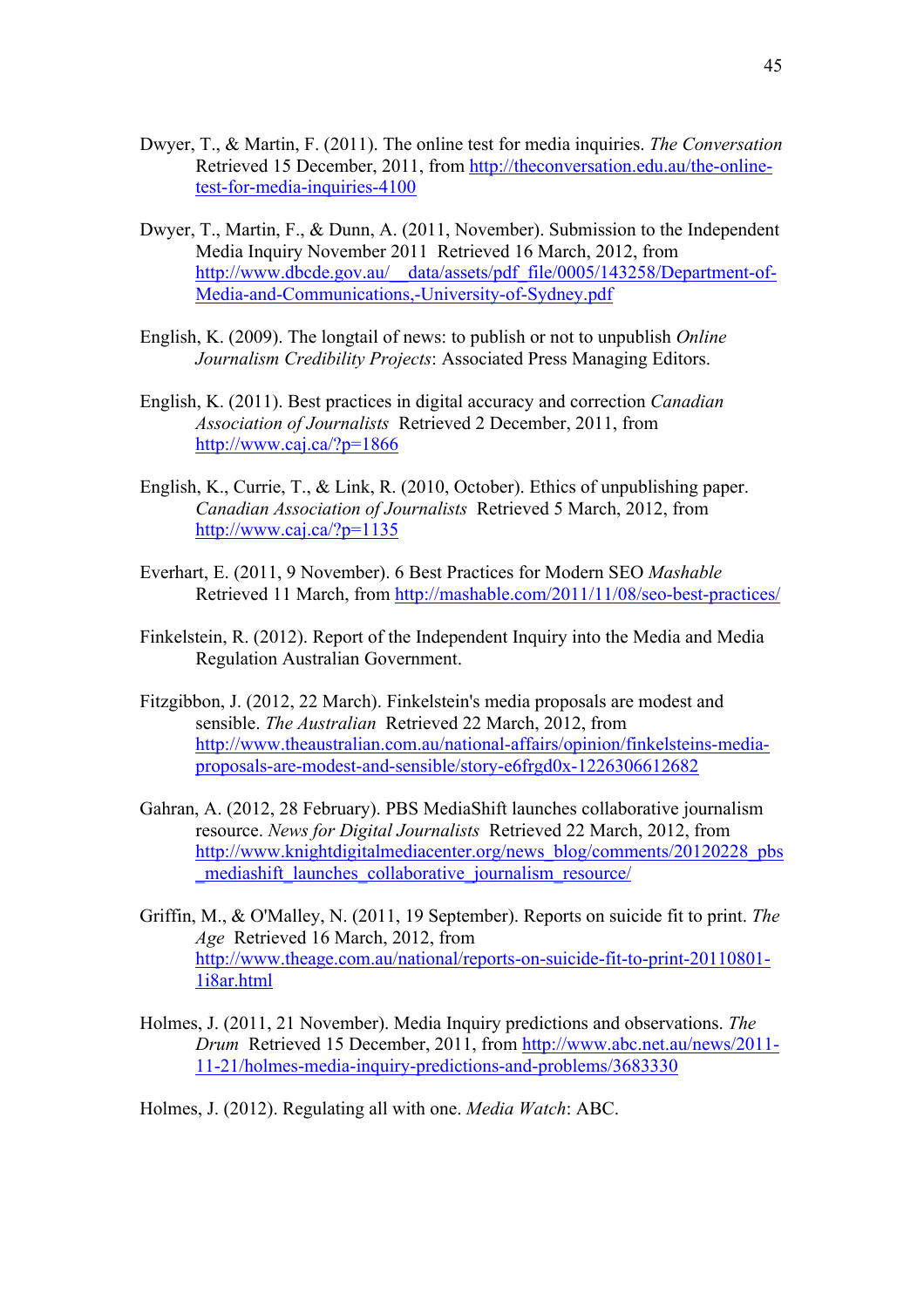Dwyer, T., & Martin, F. (2011). The online test for media inquiries. *The Conversation* Retrieved 15 December, 2011, from http://theconversation.edu.au/the-online-test-for-media-inquiries-4100

Dwyer, T., Martin, F., & Dunn, A. (2011, November). Submission to the Independent Media Inquiry November 2011 Retrieved 16 March, 2012, from http://www.dbcde.gov.au/__data/assets/pdf_file/0005/143258/Department-of-Media-and-Communications,-University-of-Sydney.pdf

English, K. (2009). The longtail of news: to publish or not to unpublish *Online Journalism Credibility Projects*: Associated Press Managing Editors.

English, K. (2011). Best practices in digital accuracy and correction *Canadian Association of Journalists* Retrieved 2 December, 2011, from http://www.caj.ca/?p=1866

English, K., Currie, T., & Link, R. (2010, October). Ethics of unpublishing paper. *Canadian Association of Journalists* Retrieved 5 March, 2012, from http://www.caj.ca/?p=1135

Everhart, E. (2011, 9 November). 6 Best Practices for Modern SEO *Mashable* Retrieved 11 March, from http://mashable.com/2011/11/08/seo-best-practices/

Finkelstein, R. (2012). Report of the Independent Inquiry into the Media and Media Regulation Australian Government.

Fitzgibbon, J. (2012, 22 March). Finkelstein's media proposals are modest and sensible. *The Australian* Retrieved 22 March, 2012, from http://www.theaustralian.com.au/national-affairs/opinion/finkelsteins-media-proposals-are-modest-and-sensible/story-e6frgd0x-1226306612682

Gahran, A. (2012, 28 February). PBS MediaShift launches collaborative journalism resource. *News for Digital Journalists* Retrieved 22 March, 2012, from http://www.knightdigitalmediacenter.org/news_blog/comments/20120228_pbs_mediashift_launches_collaborative_journalism_resource/

Griffin, M., & O'Malley, N. (2011, 19 September). Reports on suicide fit to print. *The Age* Retrieved 16 March, 2012, from http://www.theage.com.au/national/reports-on-suicide-fit-to-print-20110801-1i8ar.html

Holmes, J. (2011, 21 November). Media Inquiry predictions and observations. *The Drum* Retrieved 15 December, 2011, from http://www.abc.net.au/news/2011-11-21/holmes-media-inquiry-predictions-and-problems/3683330

Holmes, J. (2012). Regulating all with one. *Media Watch*: ABC.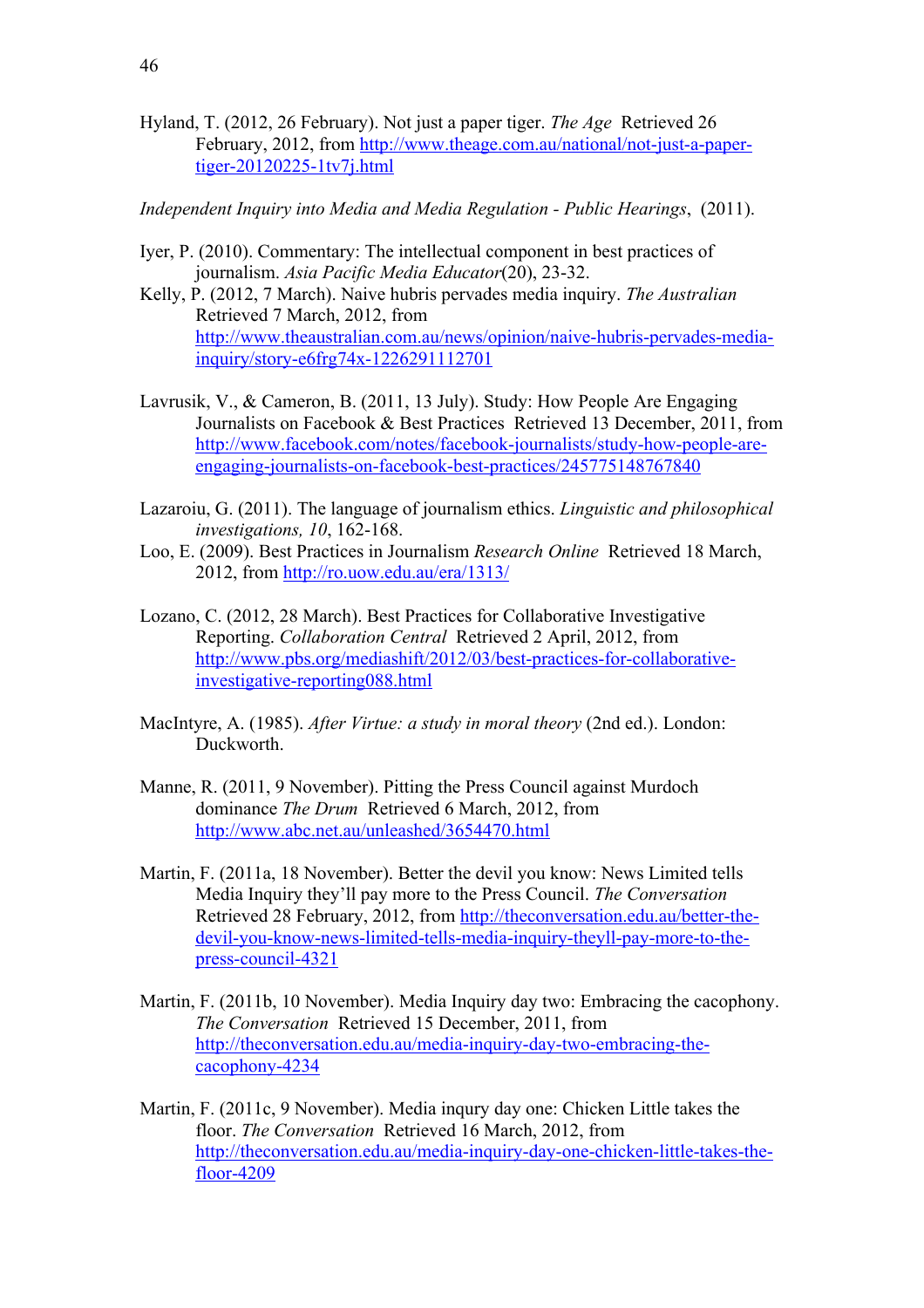Hyland, T. (2012, 26 February). Not just a paper tiger. *The Age* Retrieved 26 February, 2012, from http://www.theage.com.au/national/not-just-a-paper-tiger-20120225-1tv7j.html

*Independent Inquiry into Media and Media Regulation - Public Hearings*, (2011).

Iyer, P. (2010). Commentary: The intellectual component in best practices of journalism. *Asia Pacific Media Educator*(20), 23-32.

Kelly, P. (2012, 7 March). Naive hubris pervades media inquiry. *The Australian* Retrieved 7 March, 2012, from http://www.theaustralian.com.au/news/opinion/naive-hubris-pervades-media-inquiry/story-e6frg74x-1226291112701

Lavrusik, V., & Cameron, B. (2011, 13 July). Study: How People Are Engaging Journalists on Facebook & Best Practices Retrieved 13 December, 2011, from http://www.facebook.com/notes/facebook-journalists/study-how-people-are-engaging-journalists-on-facebook-best-practices/245775148767840

Lazaroiu, G. (2011). The language of journalism ethics. *Linguistic and philosophical investigations, 10*, 162-168.

Loo, E. (2009). Best Practices in Journalism *Research Online* Retrieved 18 March, 2012, from http://ro.uow.edu.au/era/1313/

Lozano, C. (2012, 28 March). Best Practices for Collaborative Investigative Reporting. *Collaboration Central* Retrieved 2 April, 2012, from http://www.pbs.org/mediashift/2012/03/best-practices-for-collaborative-investigative-reporting088.html

MacIntyre, A. (1985). *After Virtue: a study in moral theory* (2nd ed.). London: Duckworth.

Manne, R. (2011, 9 November). Pitting the Press Council against Murdoch dominance *The Drum* Retrieved 6 March, 2012, from http://www.abc.net.au/unleashed/3654470.html

Martin, F. (2011a, 18 November). Better the devil you know: News Limited tells Media Inquiry they'll pay more to the Press Council. *The Conversation* Retrieved 28 February, 2012, from http://theconversation.edu.au/better-the-devil-you-know-news-limited-tells-media-inquiry-theyll-pay-more-to-the-press-council-4321

Martin, F. (2011b, 10 November). Media Inquiry day two: Embracing the cacophony. *The Conversation* Retrieved 15 December, 2011, from http://theconversation.edu.au/media-inquiry-day-two-embracing-the-cacophony-4234

Martin, F. (2011c, 9 November). Media inqury day one: Chicken Little takes the floor. *The Conversation* Retrieved 16 March, 2012, from http://theconversation.edu.au/media-inquiry-day-one-chicken-little-takes-the-floor-4209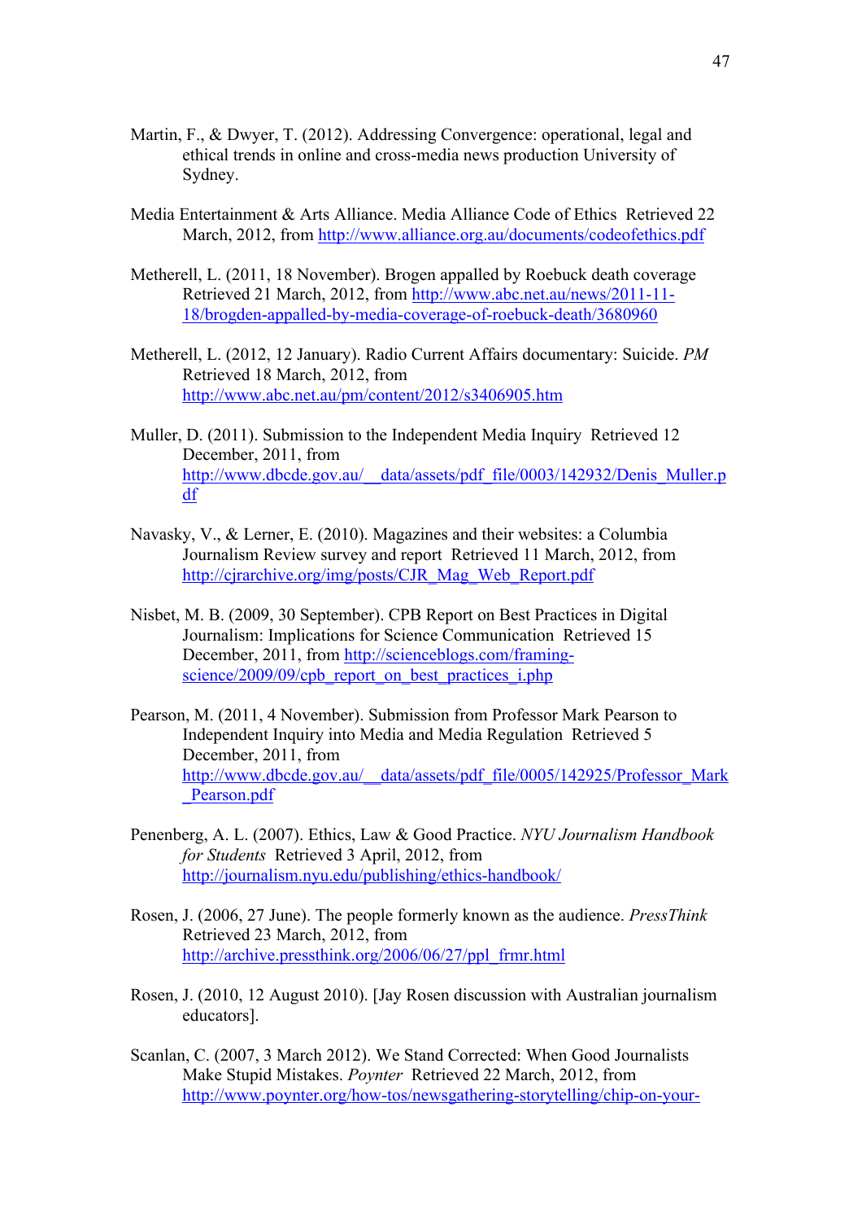Martin, F., & Dwyer, T. (2012). Addressing Convergence: operational, legal and ethical trends in online and cross-media news production University of Sydney.

Media Entertainment & Arts Alliance. Media Alliance Code of Ethics Retrieved 22 March, 2012, from http://www.alliance.org.au/documents/codeofethics.pdf

Metherell, L. (2011, 18 November). Brogen appalled by Roebuck death coverage Retrieved 21 March, 2012, from http://www.abc.net.au/news/2011-11-18/brogden-appalled-by-media-coverage-of-roebuck-death/3680960

Metherell, L. (2012, 12 January). Radio Current Affairs documentary: Suicide. *PM* Retrieved 18 March, 2012, from http://www.abc.net.au/pm/content/2012/s3406905.htm

Muller, D. (2011). Submission to the Independent Media Inquiry Retrieved 12 December, 2011, from http://www.dbcde.gov.au/__data/assets/pdf_file/0003/142932/Denis_Muller.pdf

Navasky, V., & Lerner, E. (2010). Magazines and their websites: a Columbia Journalism Review survey and report Retrieved 11 March, 2012, from http://cjrarchive.org/img/posts/CJR_Mag_Web_Report.pdf

Nisbet, M. B. (2009, 30 September). CPB Report on Best Practices in Digital Journalism: Implications for Science Communication Retrieved 15 December, 2011, from http://scienceblogs.com/framing-science/2009/09/cpb_report_on_best_practices_i.php

Pearson, M. (2011, 4 November). Submission from Professor Mark Pearson to Independent Inquiry into Media and Media Regulation Retrieved 5 December, 2011, from http://www.dbcde.gov.au/__data/assets/pdf_file/0005/142925/Professor_Mark_Pearson.pdf

Penenberg, A. L. (2007). Ethics, Law & Good Practice. *NYU Journalism Handbook for Students* Retrieved 3 April, 2012, from http://journalism.nyu.edu/publishing/ethics-handbook/

Rosen, J. (2006, 27 June). The people formerly known as the audience. *PressThink* Retrieved 23 March, 2012, from http://archive.pressthink.org/2006/06/27/ppl_frmr.html

Rosen, J. (2010, 12 August 2010). [Jay Rosen discussion with Australian journalism educators].

Scanlan, C. (2007, 3 March 2012). We Stand Corrected: When Good Journalists Make Stupid Mistakes. *Poynter* Retrieved 22 March, 2012, from http://www.poynter.org/how-tos/newsgathering-storytelling/chip-on-your-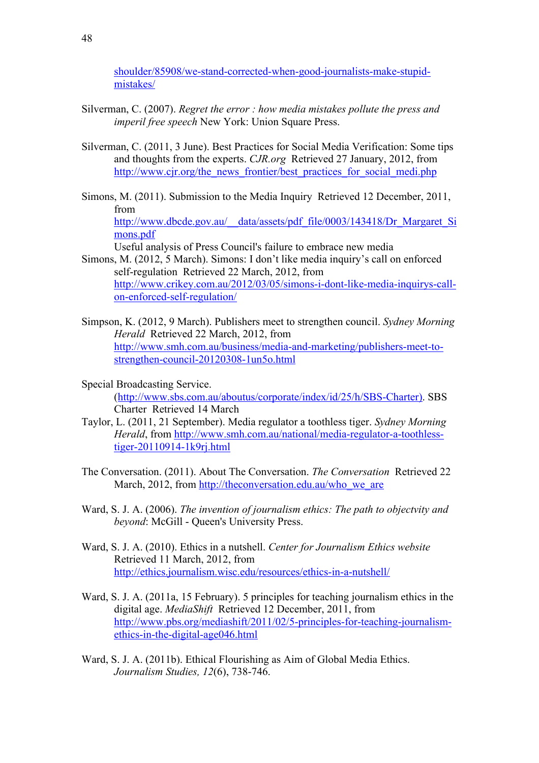shoulder/85908/we-stand-corrected-when-good-journalists-make-stupid-mistakes/

Silverman, C. (2007). *Regret the error : how media mistakes pollute the press and imperil free speech* New York: Union Square Press.

Silverman, C. (2011, 3 June). Best Practices for Social Media Verification: Some tips and thoughts from the experts. *CJR.org* Retrieved 27 January, 2012, from http://www.cjr.org/the_news_frontier/best_practices_for_social_medi.php

Simons, M. (2011). Submission to the Media Inquiry Retrieved 12 December, 2011, from http://www.dbcde.gov.au/__data/assets/pdf_file/0003/143418/Dr_Margaret_Simons.pdf
Useful analysis of Press Council's failure to embrace new media

Simons, M. (2012, 5 March). Simons: I don't like media inquiry's call on enforced self-regulation Retrieved 22 March, 2012, from http://www.crikey.com.au/2012/03/05/simons-i-dont-like-media-inquirys-call-on-enforced-self-regulation/

Simpson, K. (2012, 9 March). Publishers meet to strengthen council. *Sydney Morning Herald* Retrieved 22 March, 2012, from http://www.smh.com.au/business/media-and-marketing/publishers-meet-to-strengthen-council-20120308-1un5o.html

Special Broadcasting Service. (http://www.sbs.com.au/aboutus/corporate/index/id/25/h/SBS-Charter). SBS Charter Retrieved 14 March

Taylor, L. (2011, 21 September). Media regulator a toothless tiger. *Sydney Morning Herald*, from http://www.smh.com.au/national/media-regulator-a-toothless-tiger-20110914-1k9rj.html

The Conversation. (2011). About The Conversation. *The Conversation* Retrieved 22 March, 2012, from http://theconversation.edu.au/who_we_are

Ward, S. J. A. (2006). *The invention of journalism ethics: The path to objectvity and beyond*: McGill - Queen's University Press.

Ward, S. J. A. (2010). Ethics in a nutshell. *Center for Journalism Ethics website* Retrieved 11 March, 2012, from http://ethics.journalism.wisc.edu/resources/ethics-in-a-nutshell/

Ward, S. J. A. (2011a, 15 February). 5 principles for teaching journalism ethics in the digital age. *MediaShift* Retrieved 12 December, 2011, from http://www.pbs.org/mediashift/2011/02/5-principles-for-teaching-journalism-ethics-in-the-digital-age046.html

Ward, S. J. A. (2011b). Ethical Flourishing as Aim of Global Media Ethics. *Journalism Studies, 12*(6), 738-746.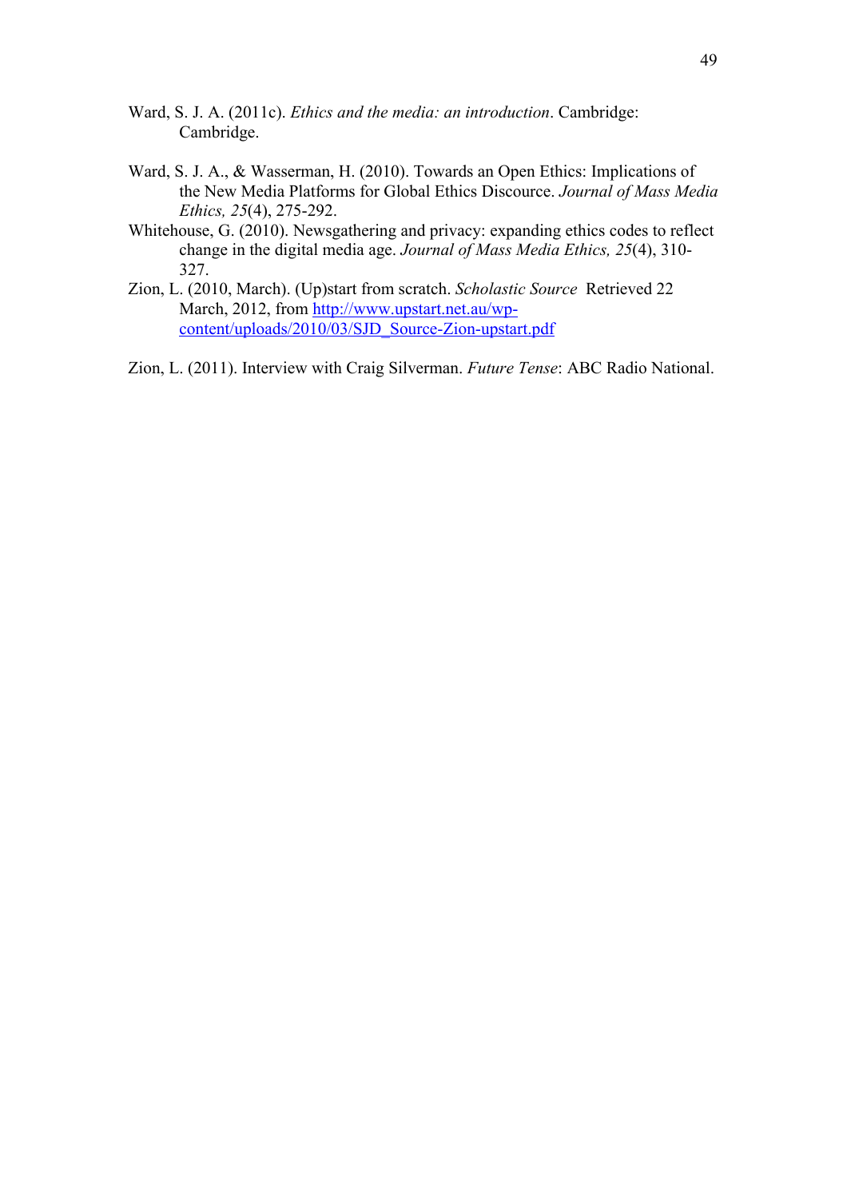Ward, S. J. A. (2011c). *Ethics and the media: an introduction*. Cambridge: Cambridge.

Ward, S. J. A., & Wasserman, H. (2010). Towards an Open Ethics: Implications of the New Media Platforms for Global Ethics Discource. *Journal of Mass Media Ethics, 25*(4), 275-292.

Whitehouse, G. (2010). Newsgathering and privacy: expanding ethics codes to reflect change in the digital media age. *Journal of Mass Media Ethics, 25*(4), 310-327.

Zion, L. (2010, March). (Up)start from scratch. *Scholastic Source* Retrieved 22 March, 2012, from http://www.upstart.net.au/wp-content/uploads/2010/03/SJD_Source-Zion-upstart.pdf

Zion, L. (2011). Interview with Craig Silverman. *Future Tense*: ABC Radio National.